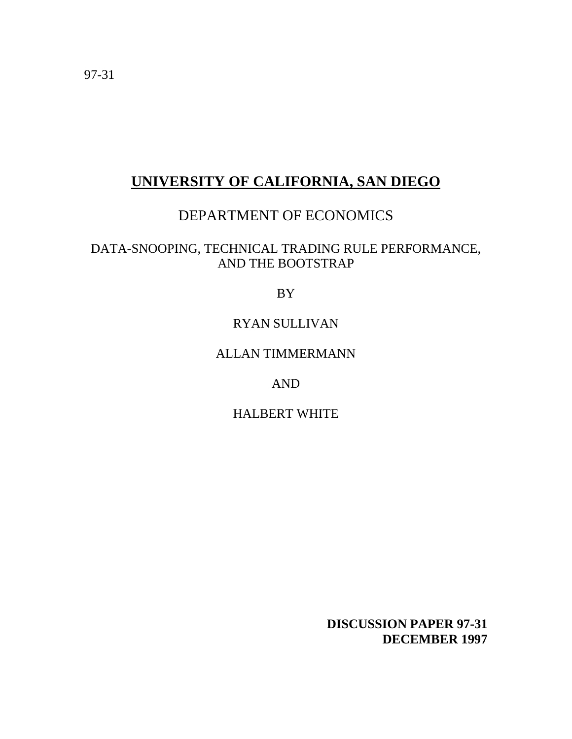97-31

# UNIVERSITY OF CALIFORNIA, SAN DIEGO

## DEPARTMENT OF ECONOMICS

DATA-SNOOPING, TECHNICAL TRADING RULE PERFORMANCE, AND THE BOOTSTRAP

BY

RYAN SULLIVAN

ALLAN TIMMERMANN

AND

HALBERT WHITE

**DISCUSSION PAPER 97-31**
**DECEMBER 1997**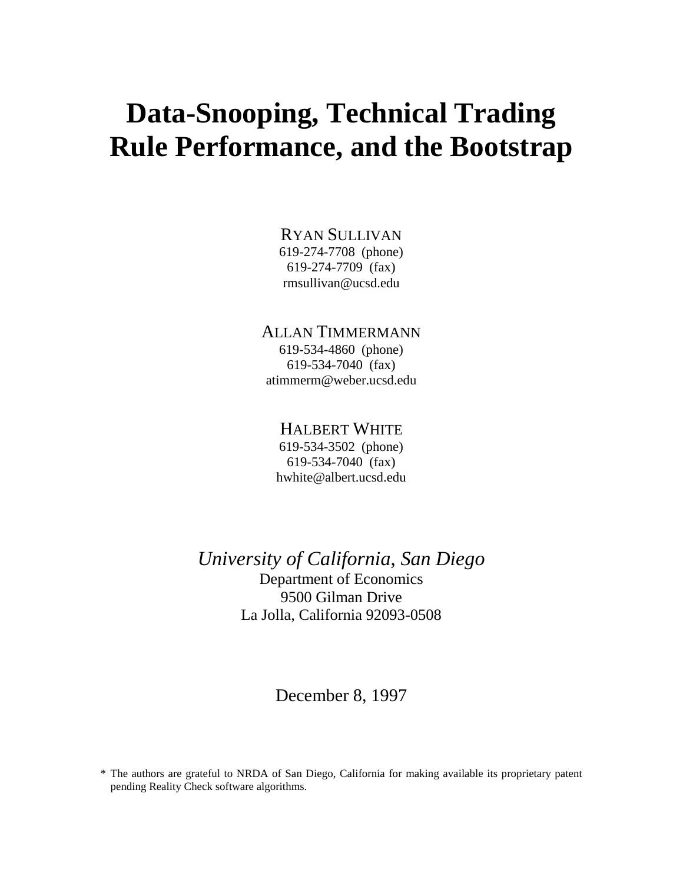# Data-Snooping, Technical Trading Rule Performance, and the Bootstrap

RYAN SULLIVAN
619-274-7708 (phone)
619-274-7709 (fax)
rmsullivan@ucsd.edu

ALLAN TIMMERMANN
619-534-4860 (phone)
619-534-7040 (fax)
atimmerm@weber.ucsd.edu

HALBERT WHITE
619-534-3502 (phone)
619-534-7040 (fax)
hwhite@albert.ucsd.edu

*University of California, San Diego*
Department of Economics
9500 Gilman Drive
La Jolla, California 92093-0508

December 8, 1997

\* The authors are grateful to NRDA of San Diego, California for making available its proprietary patent pending Reality Check software algorithms.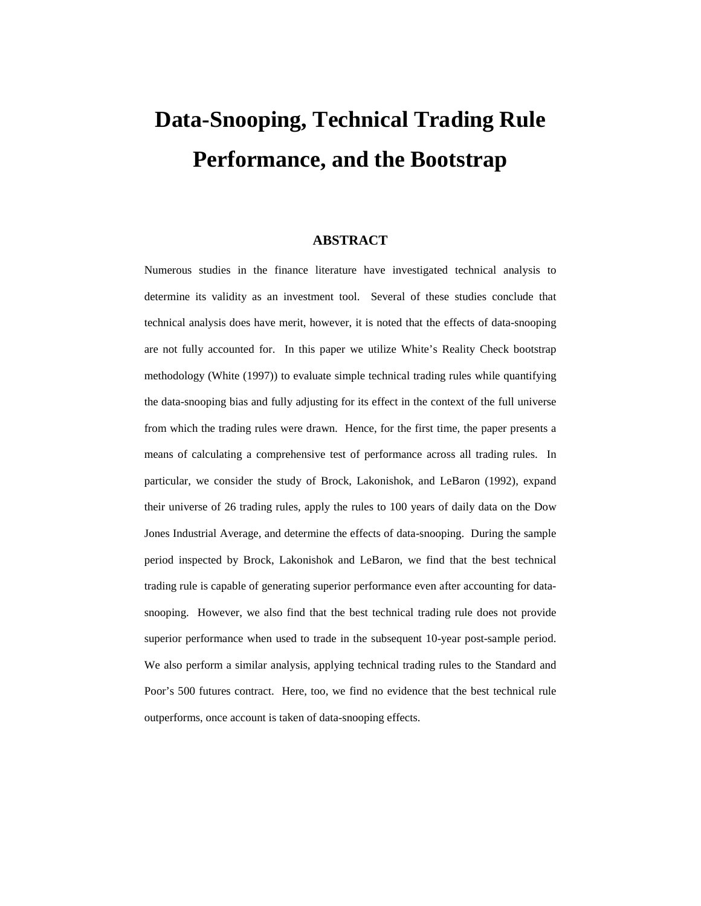# Data-Snooping, Technical Trading Rule Performance, and the Bootstrap

## ABSTRACT

Numerous studies in the finance literature have investigated technical analysis to determine its validity as an investment tool. Several of these studies conclude that technical analysis does have merit, however, it is noted that the effects of data-snooping are not fully accounted for. In this paper we utilize White's Reality Check bootstrap methodology (White (1997)) to evaluate simple technical trading rules while quantifying the data-snooping bias and fully adjusting for its effect in the context of the full universe from which the trading rules were drawn. Hence, for the first time, the paper presents a means of calculating a comprehensive test of performance across all trading rules. In particular, we consider the study of Brock, Lakonishok, and LeBaron (1992), expand their universe of 26 trading rules, apply the rules to 100 years of daily data on the Dow Jones Industrial Average, and determine the effects of data-snooping. During the sample period inspected by Brock, Lakonishok and LeBaron, we find that the best technical trading rule is capable of generating superior performance even after accounting for data-snooping. However, we also find that the best technical trading rule does not provide superior performance when used to trade in the subsequent 10-year post-sample period. We also perform a similar analysis, applying technical trading rules to the Standard and Poor's 500 futures contract. Here, too, we find no evidence that the best technical rule outperforms, once account is taken of data-snooping effects.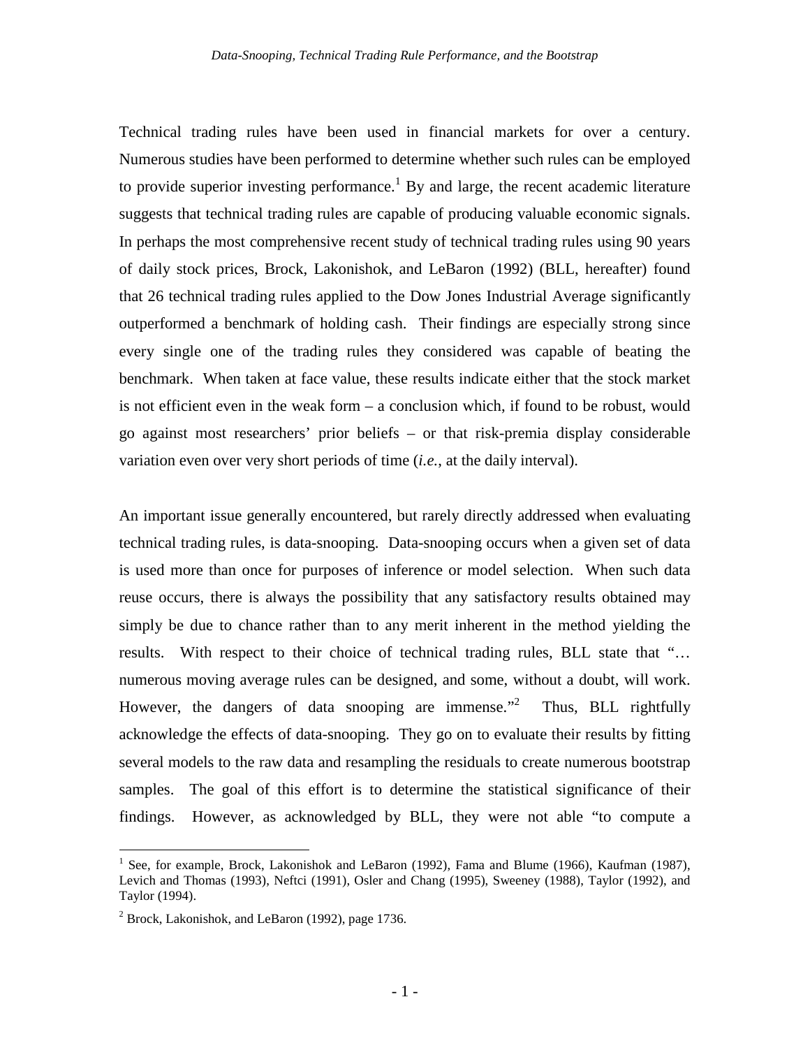Technical trading rules have been used in financial markets for over a century. Numerous studies have been performed to determine whether such rules can be employed to provide superior investing performance.[1] By and large, the recent academic literature suggests that technical trading rules are capable of producing valuable economic signals. In perhaps the most comprehensive recent study of technical trading rules using 90 years of daily stock prices, Brock, Lakonishok, and LeBaron (1992) (BLL, hereafter) found that 26 technical trading rules applied to the Dow Jones Industrial Average significantly outperformed a benchmark of holding cash. Their findings are especially strong since every single one of the trading rules they considered was capable of beating the benchmark. When taken at face value, these results indicate either that the stock market is not efficient even in the weak form – a conclusion which, if found to be robust, would go against most researchers' prior beliefs – or that risk-premia display considerable variation even over very short periods of time (*i.e.*, at the daily interval).

An important issue generally encountered, but rarely directly addressed when evaluating technical trading rules, is data-snooping. Data-snooping occurs when a given set of data is used more than once for purposes of inference or model selection. When such data reuse occurs, there is always the possibility that any satisfactory results obtained may simply be due to chance rather than to any merit inherent in the method yielding the results. With respect to their choice of technical trading rules, BLL state that "… numerous moving average rules can be designed, and some, without a doubt, will work. However, the dangers of data snooping are immense."[2] Thus, BLL rightfully acknowledge the effects of data-snooping. They go on to evaluate their results by fitting several models to the raw data and resampling the residuals to create numerous bootstrap samples. The goal of this effort is to determine the statistical significance of their findings. However, as acknowledged by BLL, they were not able "to compute a

[1] See, for example, Brock, Lakonishok and LeBaron (1992), Fama and Blume (1966), Kaufman (1987), Levich and Thomas (1993), Neftci (1991), Osler and Chang (1995), Sweeney (1988), Taylor (1992), and Taylor (1994).

[2] Brock, Lakonishok, and LeBaron (1992), page 1736.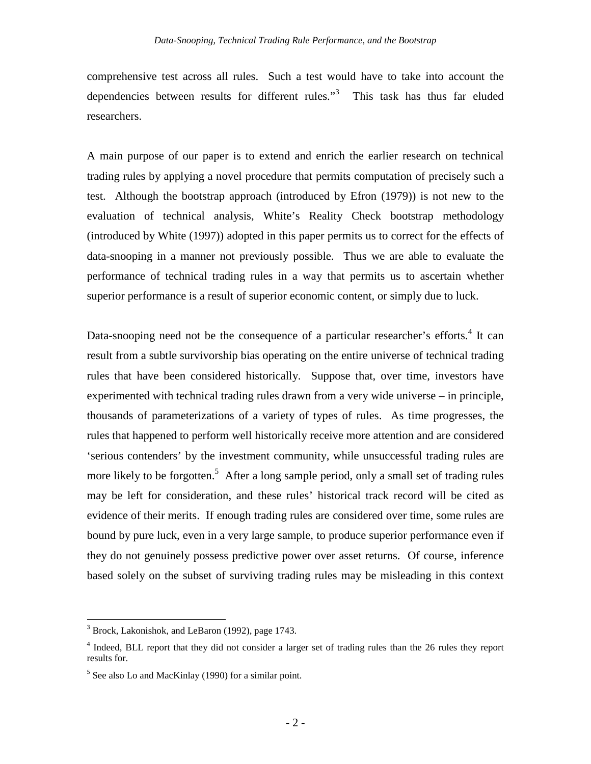comprehensive test across all rules. Such a test would have to take into account the dependencies between results for different rules."[3] This task has thus far eluded researchers.

A main purpose of our paper is to extend and enrich the earlier research on technical trading rules by applying a novel procedure that permits computation of precisely such a test. Although the bootstrap approach (introduced by Efron (1979)) is not new to the evaluation of technical analysis, White's Reality Check bootstrap methodology (introduced by White (1997)) adopted in this paper permits us to correct for the effects of data-snooping in a manner not previously possible. Thus we are able to evaluate the performance of technical trading rules in a way that permits us to ascertain whether superior performance is a result of superior economic content, or simply due to luck.

Data-snooping need not be the consequence of a particular researcher's efforts.[4] It can result from a subtle survivorship bias operating on the entire universe of technical trading rules that have been considered historically. Suppose that, over time, investors have experimented with technical trading rules drawn from a very wide universe – in principle, thousands of parameterizations of a variety of types of rules. As time progresses, the rules that happened to perform well historically receive more attention and are considered 'serious contenders' by the investment community, while unsuccessful trading rules are more likely to be forgotten.[5] After a long sample period, only a small set of trading rules may be left for consideration, and these rules' historical track record will be cited as evidence of their merits. If enough trading rules are considered over time, some rules are bound by pure luck, even in a very large sample, to produce superior performance even if they do not genuinely possess predictive power over asset returns. Of course, inference based solely on the subset of surviving trading rules may be misleading in this context

---

[3] Brock, Lakonishok, and LeBaron (1992), page 1743.

[4] Indeed, BLL report that they did not consider a larger set of trading rules than the 26 rules they report results for.

[5] See also Lo and MacKinlay (1990) for a similar point.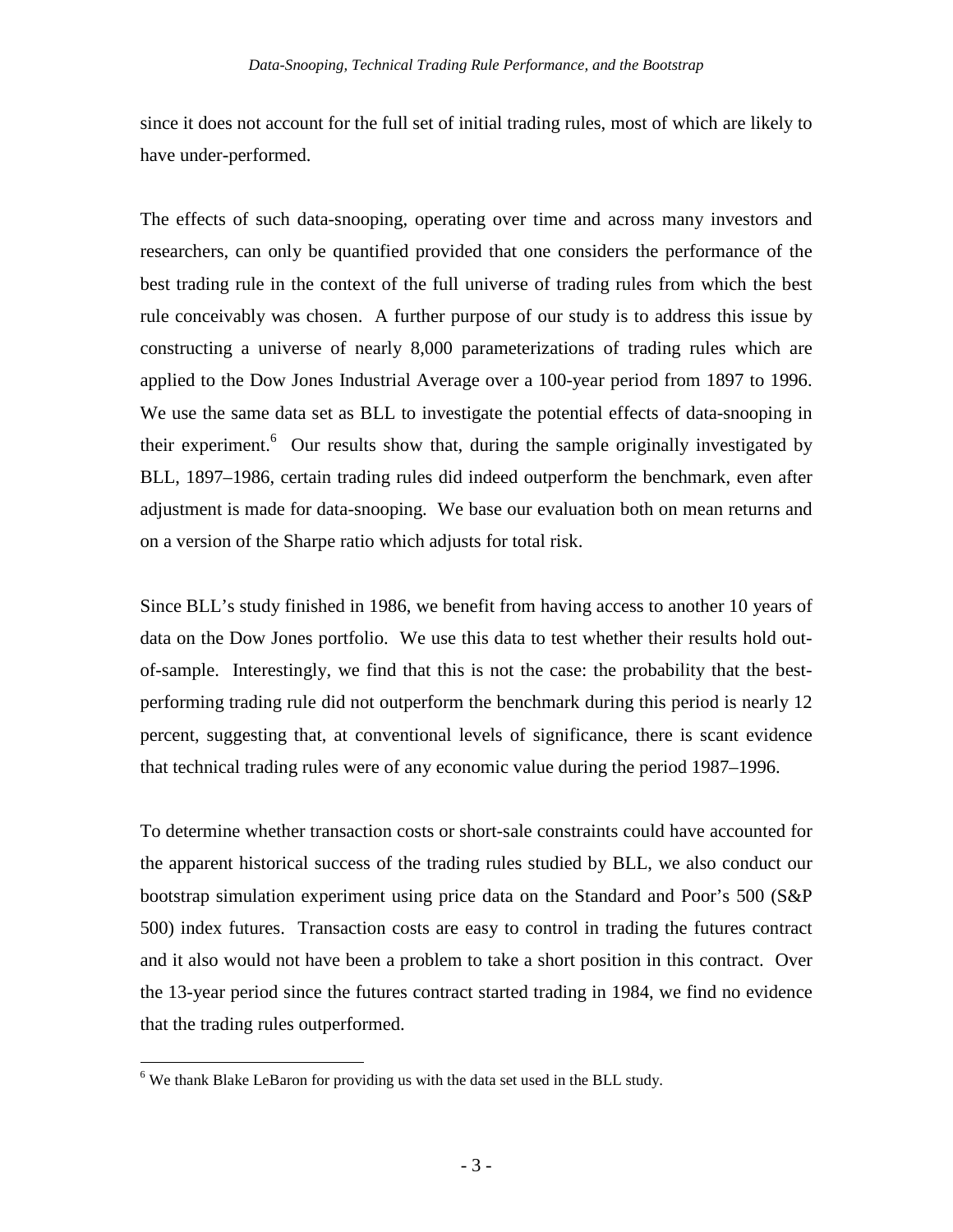since it does not account for the full set of initial trading rules, most of which are likely to have under-performed.

The effects of such data-snooping, operating over time and across many investors and researchers, can only be quantified provided that one considers the performance of the best trading rule in the context of the full universe of trading rules from which the best rule conceivably was chosen. A further purpose of our study is to address this issue by constructing a universe of nearly 8,000 parameterizations of trading rules which are applied to the Dow Jones Industrial Average over a 100-year period from 1897 to 1996. We use the same data set as BLL to investigate the potential effects of data-snooping in their experiment.[6] Our results show that, during the sample originally investigated by BLL, 1897–1986, certain trading rules did indeed outperform the benchmark, even after adjustment is made for data-snooping. We base our evaluation both on mean returns and on a version of the Sharpe ratio which adjusts for total risk.

Since BLL's study finished in 1986, we benefit from having access to another 10 years of data on the Dow Jones portfolio. We use this data to test whether their results hold out-of-sample. Interestingly, we find that this is not the case: the probability that the best-performing trading rule did not outperform the benchmark during this period is nearly 12 percent, suggesting that, at conventional levels of significance, there is scant evidence that technical trading rules were of any economic value during the period 1987–1996.

To determine whether transaction costs or short-sale constraints could have accounted for the apparent historical success of the trading rules studied by BLL, we also conduct our bootstrap simulation experiment using price data on the Standard and Poor's 500 (S&P 500) index futures. Transaction costs are easy to control in trading the futures contract and it also would not have been a problem to take a short position in this contract. Over the 13-year period since the futures contract started trading in 1984, we find no evidence that the trading rules outperformed.

[6] We thank Blake LeBaron for providing us with the data set used in the BLL study.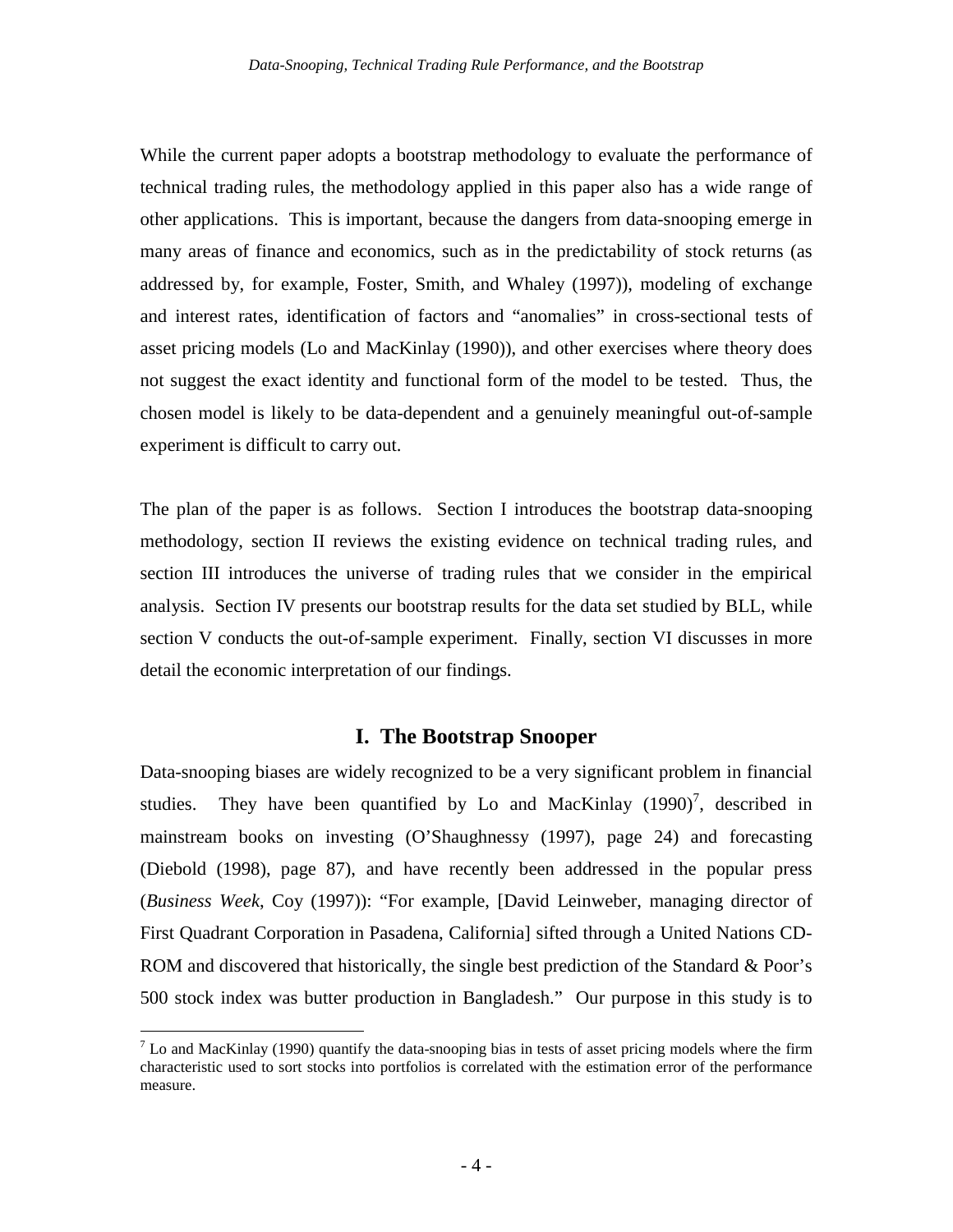While the current paper adopts a bootstrap methodology to evaluate the performance of technical trading rules, the methodology applied in this paper also has a wide range of other applications. This is important, because the dangers from data-snooping emerge in many areas of finance and economics, such as in the predictability of stock returns (as addressed by, for example, Foster, Smith, and Whaley (1997)), modeling of exchange and interest rates, identification of factors and "anomalies" in cross-sectional tests of asset pricing models (Lo and MacKinlay (1990)), and other exercises where theory does not suggest the exact identity and functional form of the model to be tested. Thus, the chosen model is likely to be data-dependent and a genuinely meaningful out-of-sample experiment is difficult to carry out.

The plan of the paper is as follows. Section I introduces the bootstrap data-snooping methodology, section II reviews the existing evidence on technical trading rules, and section III introduces the universe of trading rules that we consider in the empirical analysis. Section IV presents our bootstrap results for the data set studied by BLL, while section V conducts the out-of-sample experiment. Finally, section VI discusses in more detail the economic interpretation of our findings.

## I. The Bootstrap Snooper

Data-snooping biases are widely recognized to be a very significant problem in financial studies. They have been quantified by Lo and MacKinlay (1990)[7], described in mainstream books on investing (O'Shaughnessy (1997), page 24) and forecasting (Diebold (1998), page 87), and have recently been addressed in the popular press (*Business Week*, Coy (1997)): "For example, [David Leinweber, managing director of First Quadrant Corporation in Pasadena, California] sifted through a United Nations CD-ROM and discovered that historically, the single best prediction of the Standard & Poor's 500 stock index was butter production in Bangladesh." Our purpose in this study is to

[7] Lo and MacKinlay (1990) quantify the data-snooping bias in tests of asset pricing models where the firm characteristic used to sort stocks into portfolios is correlated with the estimation error of the performance measure.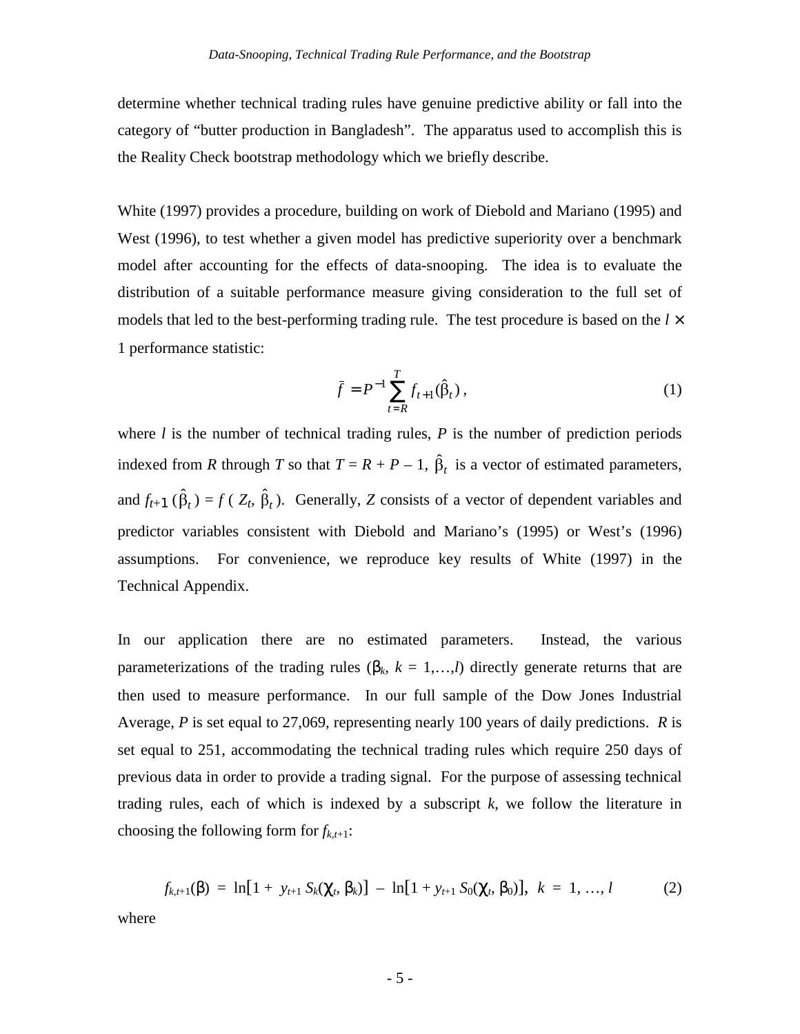determine whether technical trading rules have genuine predictive ability or fall into the category of "butter production in Bangladesh". The apparatus used to accomplish this is the Reality Check bootstrap methodology which we briefly describe.

White (1997) provides a procedure, building on work of Diebold and Mariano (1995) and West (1996), to test whether a given model has predictive superiority over a benchmark model after accounting for the effects of data-snooping. The idea is to evaluate the distribution of a suitable performance measure giving consideration to the full set of models that led to the best-performing trading rule. The test procedure is based on the $l \times 1$ performance statistic:

$$\bar{f} = P^{-1} \sum_{t=R}^{T} f_{t+1}(\hat{\beta}_t), \tag{1}$$

where $l$ is the number of technical trading rules, $P$ is the number of prediction periods indexed from $R$ through $T$ so that $T = R + P - 1$, $\hat{\beta}_t$ is a vector of estimated parameters, and $f_{t+1}(\hat{\beta}_t) = f(Z_t, \hat{\beta}_t)$. Generally, $Z$ consists of a vector of dependent variables and predictor variables consistent with Diebold and Mariano's (1995) or West's (1996) assumptions. For convenience, we reproduce key results of White (1997) in the Technical Appendix.

In our application there are no estimated parameters. Instead, the various parameterizations of the trading rules ($\beta_k$, $k = 1,\ldots,l$) directly generate returns that are then used to measure performance. In our full sample of the Dow Jones Industrial Average, $P$ is set equal to 27,069, representing nearly 100 years of daily predictions. $R$ is set equal to 251, accommodating the technical trading rules which require 250 days of previous data in order to provide a trading signal. For the purpose of assessing technical trading rules, each of which is indexed by a subscript $k$, we follow the literature in choosing the following form for $f_{k,t+1}$:

$$f_{k,t+1}(\beta) = \ln[1 + y_{t+1} S_k(\chi_t, \beta_k)] - \ln[1 + y_{t+1} S_0(\chi_t, \beta_0)], \quad k = 1, \ldots, l \tag{2}$$

where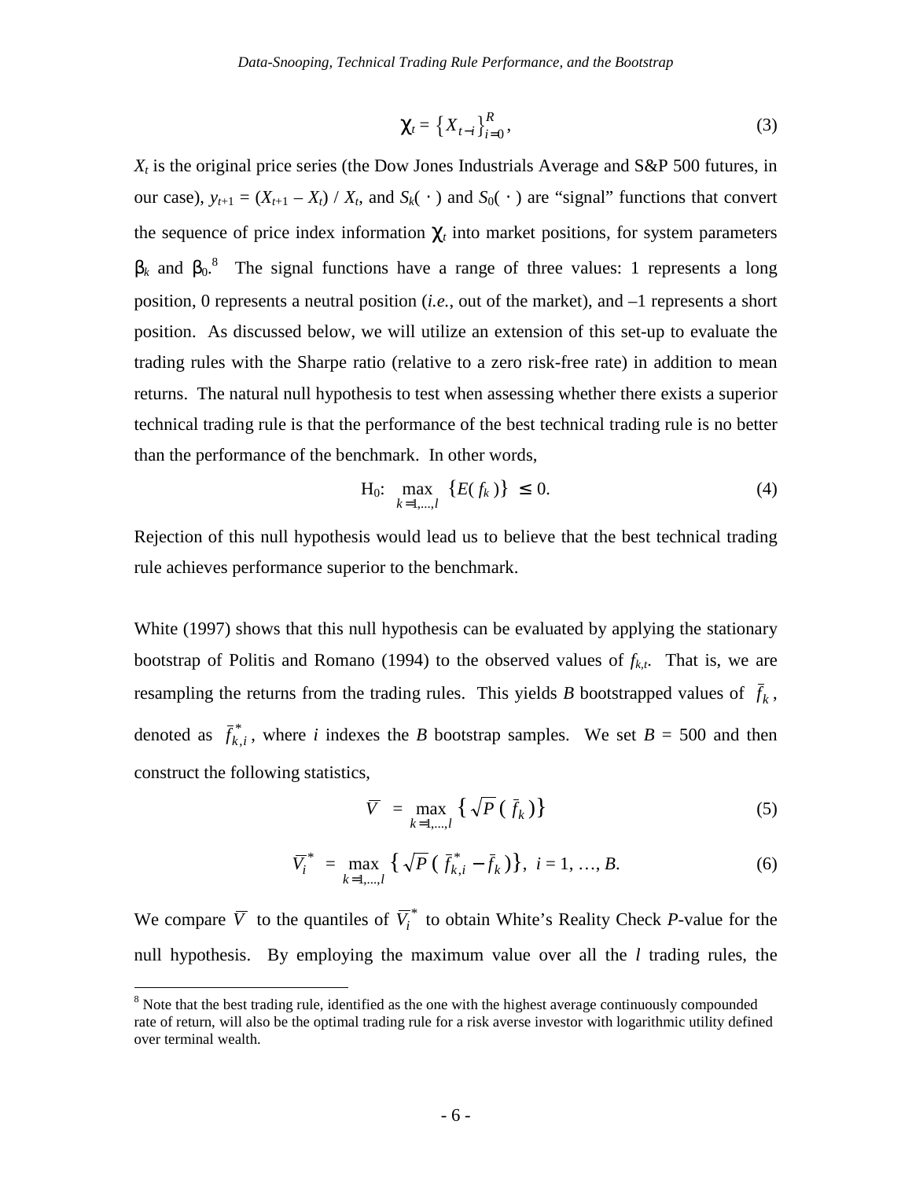$$\chi_t = \{X_{t-i}\}_{i=0}^{R}, \tag{3}$$

$X_t$ is the original price series (the Dow Jones Industrials Average and S&P 500 futures, in our case), $y_{t+1} = (X_{t+1} - X_t) / X_t$, and $S_k(\cdot)$ and $S_0(\cdot)$ are "signal" functions that convert the sequence of price index information $\chi_t$ into market positions, for system parameters $\beta_k$ and $\beta_0$.[8] The signal functions have a range of three values: 1 represents a long position, 0 represents a neutral position (*i.e.*, out of the market), and –1 represents a short position. As discussed below, we will utilize an extension of this set-up to evaluate the trading rules with the Sharpe ratio (relative to a zero risk-free rate) in addition to mean returns. The natural null hypothesis to test when assessing whether there exists a superior technical trading rule is that the performance of the best technical trading rule is no better than the performance of the benchmark. In other words,

$$\text{H}_0: \max_{k=1,\ldots,l} \{E(f_k)\} \leq 0. \tag{4}$$

Rejection of this null hypothesis would lead us to believe that the best technical trading rule achieves performance superior to the benchmark.

White (1997) shows that this null hypothesis can be evaluated by applying the stationary bootstrap of Politis and Romano (1994) to the observed values of $f_{k,t}$. That is, we are resampling the returns from the trading rules. This yields $B$ bootstrapped values of $\bar{f}_k$, denoted as $\bar{f}^*_{k,i}$, where $i$ indexes the $B$ bootstrap samples. We set $B$ = 500 and then construct the following statistics,

$$\bar{V} = \max_{k=1,\ldots,l} \{\sqrt{P}\,(\bar{f}_k)\} \tag{5}$$

$$\bar{V}_i^* = \max_{k=1,\ldots,l} \{\sqrt{P}\,(\bar{f}^*_{k,i} - \bar{f}_k)\}, \; i = 1, \ldots, B. \tag{6}$$

We compare $\bar{V}$ to the quantiles of $\bar{V}_i^*$ to obtain White's Reality Check *P*-value for the null hypothesis. By employing the maximum value over all the $l$ trading rules, the

[8] Note that the best trading rule, identified as the one with the highest average continuously compounded rate of return, will also be the optimal trading rule for a risk averse investor with logarithmic utility defined over terminal wealth.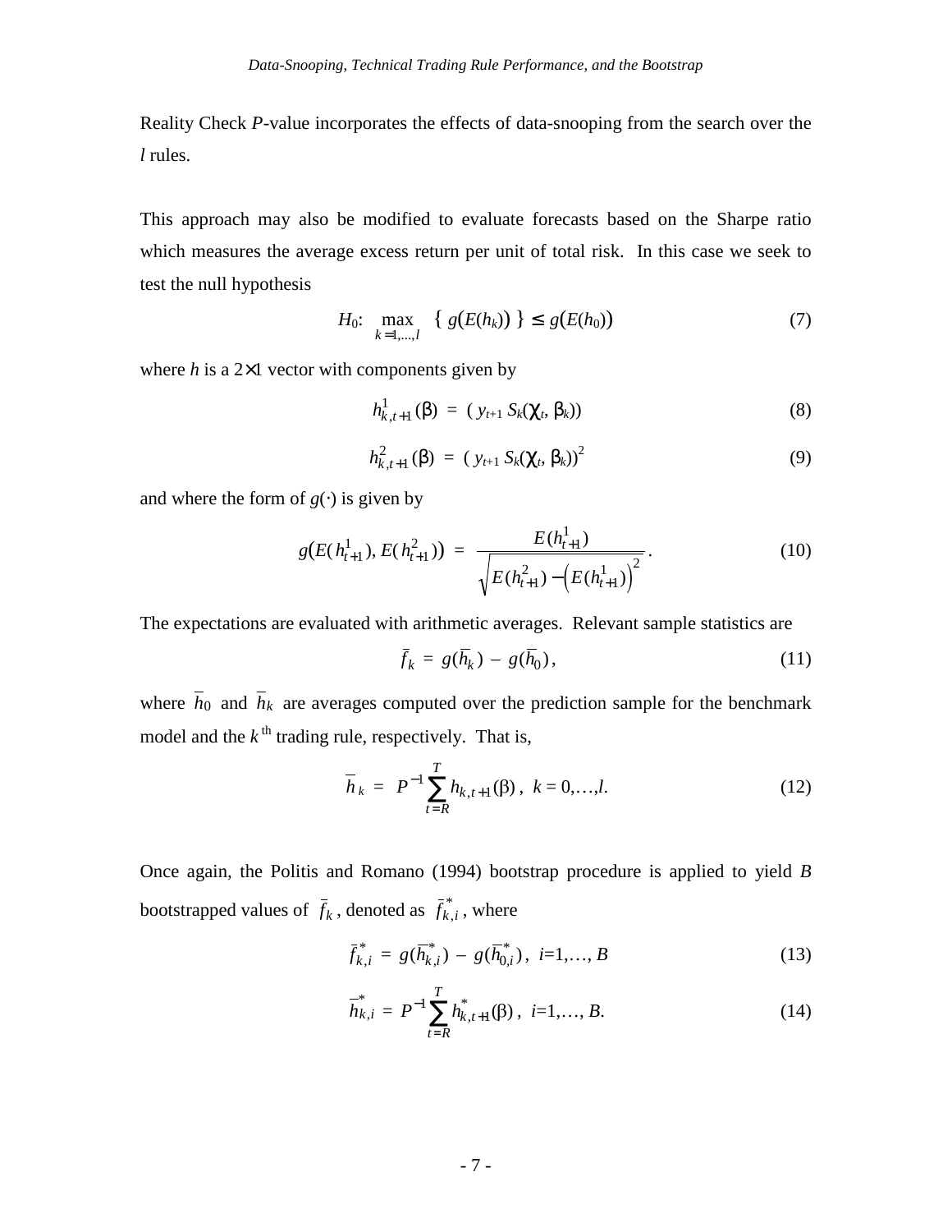Reality Check $P$-value incorporates the effects of data-snooping from the search over the $l$ rules.

This approach may also be modified to evaluate forecasts based on the Sharpe ratio which measures the average excess return per unit of total risk. In this case we seek to test the null hypothesis

$$H_0\text{:} \quad \max_{k=1,\ldots,l} \; \{ \, g\big(E(h_k)\big) \, \} \; \leq \; g\big(E(h_0)\big) \tag{7}$$

where $h$ is a $2\times1$ vector with components given by

$$h^1_{k,t+1}(\beta) \; = \; (\, y_{t+1} \, S_k(\chi_t, \, \beta_k)) \tag{8}$$

$$h^2_{k,t+1}(\beta) \; = \; (\, y_{t+1} \, S_k(\chi_t, \, \beta_k))^2 \tag{9}$$

and where the form of $g(\cdot)$ is given by

$$g\big(E(h^1_{t+1}), E(h^2_{t+1})\big) \; = \; \frac{E(h^1_{t+1})}{\sqrt{E(h^2_{t+1}) - \big(E(h^1_{t+1})\big)^2}} \, . \tag{10}$$

The expectations are evaluated with arithmetic averages. Relevant sample statistics are

$$\bar{f}_k \; = \; g(\bar{h}_k) \; - \; g(\bar{h}_0) \, , \tag{11}$$

where $\bar{h}_0$ and $\bar{h}_k$ are averages computed over the prediction sample for the benchmark model and the $k$ th trading rule, respectively. That is,

$$\bar{h}_k \; = \; P^{-1} \sum_{t=R}^{T} h_{k,t+1}(\beta) \, , \;\; k = 0,\ldots,l. \tag{12}$$

Once again, the Politis and Romano (1994) bootstrap procedure is applied to yield $B$ bootstrapped values of $\bar{f}_k$, denoted as $\bar{f}^*_{k,i}$, where

$$\bar{f}^*_{k,i} \; = \; g(\bar{h}^*_{k,i}) \; - \; g(\bar{h}^*_{0,i}) \, , \;\; i=1,\ldots, B \tag{13}$$

$$\bar{h}^*_{k,i} \; = \; P^{-1} \sum_{t=R}^{T} h^*_{k,t+1}(\beta) \, , \;\; i=1,\ldots, B. \tag{14}$$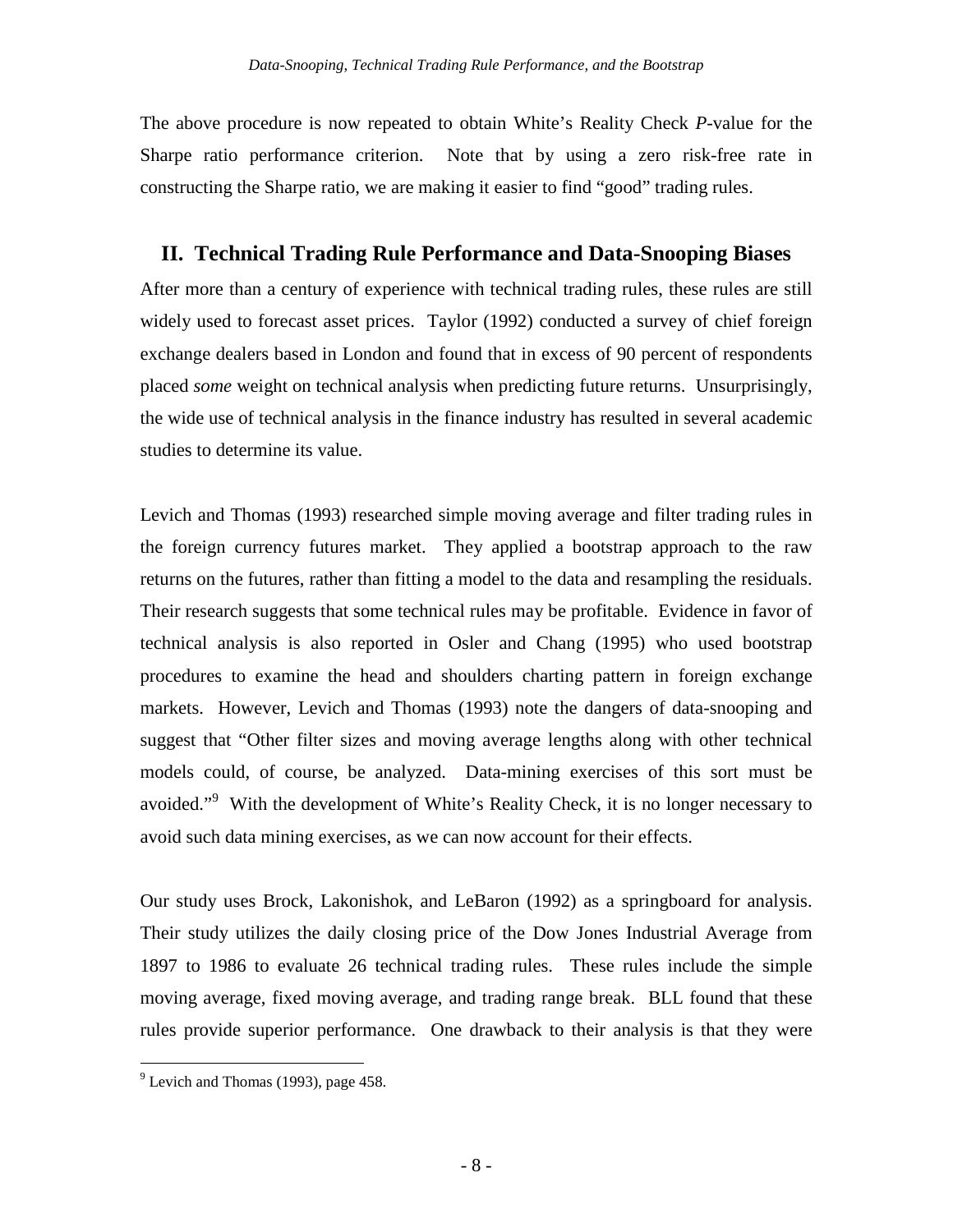The above procedure is now repeated to obtain White's Reality Check *P*-value for the Sharpe ratio performance criterion. Note that by using a zero risk-free rate in constructing the Sharpe ratio, we are making it easier to find "good" trading rules.

## II. Technical Trading Rule Performance and Data-Snooping Biases

After more than a century of experience with technical trading rules, these rules are still widely used to forecast asset prices. Taylor (1992) conducted a survey of chief foreign exchange dealers based in London and found that in excess of 90 percent of respondents placed *some* weight on technical analysis when predicting future returns. Unsurprisingly, the wide use of technical analysis in the finance industry has resulted in several academic studies to determine its value.

Levich and Thomas (1993) researched simple moving average and filter trading rules in the foreign currency futures market. They applied a bootstrap approach to the raw returns on the futures, rather than fitting a model to the data and resampling the residuals. Their research suggests that some technical rules may be profitable. Evidence in favor of technical analysis is also reported in Osler and Chang (1995) who used bootstrap procedures to examine the head and shoulders charting pattern in foreign exchange markets. However, Levich and Thomas (1993) note the dangers of data-snooping and suggest that "Other filter sizes and moving average lengths along with other technical models could, of course, be analyzed. Data-mining exercises of this sort must be avoided."[9] With the development of White's Reality Check, it is no longer necessary to avoid such data mining exercises, as we can now account for their effects.

Our study uses Brock, Lakonishok, and LeBaron (1992) as a springboard for analysis. Their study utilizes the daily closing price of the Dow Jones Industrial Average from 1897 to 1986 to evaluate 26 technical trading rules. These rules include the simple moving average, fixed moving average, and trading range break. BLL found that these rules provide superior performance. One drawback to their analysis is that they were

[9] Levich and Thomas (1993), page 458.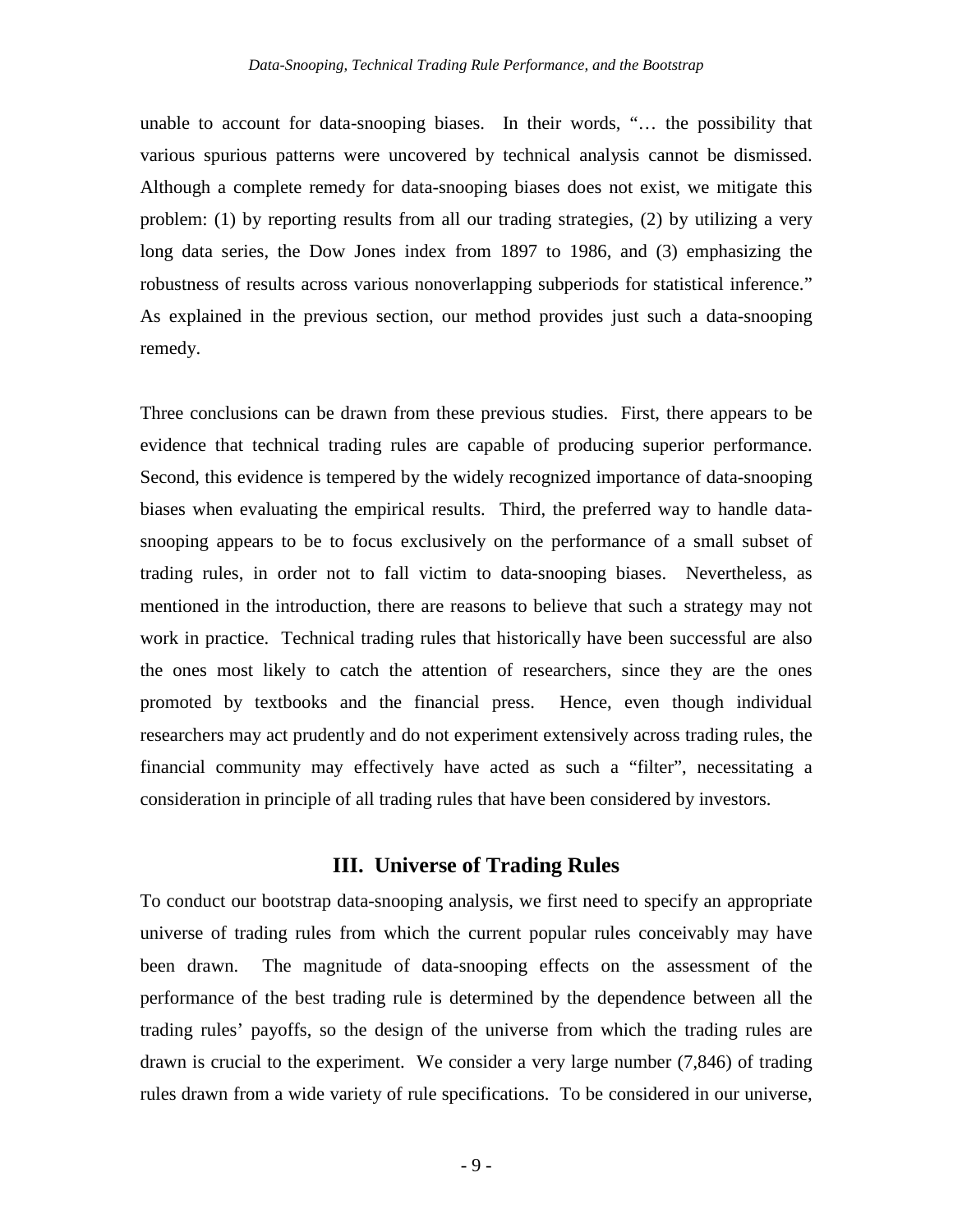unable to account for data-snooping biases. In their words, "… the possibility that various spurious patterns were uncovered by technical analysis cannot be dismissed. Although a complete remedy for data-snooping biases does not exist, we mitigate this problem: (1) by reporting results from all our trading strategies, (2) by utilizing a very long data series, the Dow Jones index from 1897 to 1986, and (3) emphasizing the robustness of results across various nonoverlapping subperiods for statistical inference." As explained in the previous section, our method provides just such a data-snooping remedy.

Three conclusions can be drawn from these previous studies. First, there appears to be evidence that technical trading rules are capable of producing superior performance. Second, this evidence is tempered by the widely recognized importance of data-snooping biases when evaluating the empirical results. Third, the preferred way to handle data-snooping appears to be to focus exclusively on the performance of a small subset of trading rules, in order not to fall victim to data-snooping biases. Nevertheless, as mentioned in the introduction, there are reasons to believe that such a strategy may not work in practice. Technical trading rules that historically have been successful are also the ones most likely to catch the attention of researchers, since they are the ones promoted by textbooks and the financial press. Hence, even though individual researchers may act prudently and do not experiment extensively across trading rules, the financial community may effectively have acted as such a "filter", necessitating a consideration in principle of all trading rules that have been considered by investors.

## III. Universe of Trading Rules

To conduct our bootstrap data-snooping analysis, we first need to specify an appropriate universe of trading rules from which the current popular rules conceivably may have been drawn. The magnitude of data-snooping effects on the assessment of the performance of the best trading rule is determined by the dependence between all the trading rules' payoffs, so the design of the universe from which the trading rules are drawn is crucial to the experiment. We consider a very large number (7,846) of trading rules drawn from a wide variety of rule specifications. To be considered in our universe,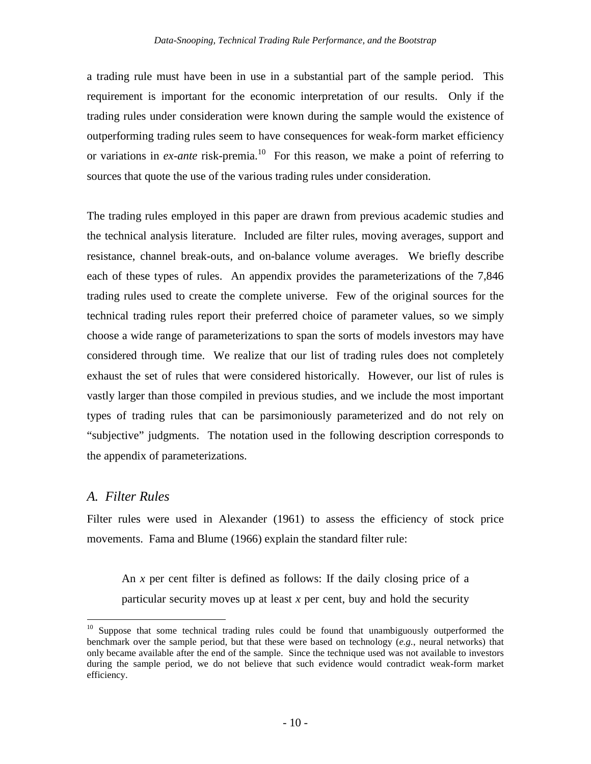a trading rule must have been in use in a substantial part of the sample period. This requirement is important for the economic interpretation of our results. Only if the trading rules under consideration were known during the sample would the existence of outperforming trading rules seem to have consequences for weak-form market efficiency or variations in *ex-ante* risk-premia.[10] For this reason, we make a point of referring to sources that quote the use of the various trading rules under consideration.

The trading rules employed in this paper are drawn from previous academic studies and the technical analysis literature. Included are filter rules, moving averages, support and resistance, channel break-outs, and on-balance volume averages. We briefly describe each of these types of rules. An appendix provides the parameterizations of the 7,846 trading rules used to create the complete universe. Few of the original sources for the technical trading rules report their preferred choice of parameter values, so we simply choose a wide range of parameterizations to span the sorts of models investors may have considered through time. We realize that our list of trading rules does not completely exhaust the set of rules that were considered historically. However, our list of rules is vastly larger than those compiled in previous studies, and we include the most important types of trading rules that can be parsimoniously parameterized and do not rely on "subjective" judgments. The notation used in the following description corresponds to the appendix of parameterizations.

## *A. Filter Rules*

Filter rules were used in Alexander (1961) to assess the efficiency of stock price movements. Fama and Blume (1966) explain the standard filter rule:

> An *x* per cent filter is defined as follows: If the daily closing price of a particular security moves up at least *x* per cent, buy and hold the security

[10] Suppose that some technical trading rules could be found that unambiguously outperformed the benchmark over the sample period, but that these were based on technology (*e.g.*, neural networks) that only became available after the end of the sample. Since the technique used was not available to investors during the sample period, we do not believe that such evidence would contradict weak-form market efficiency.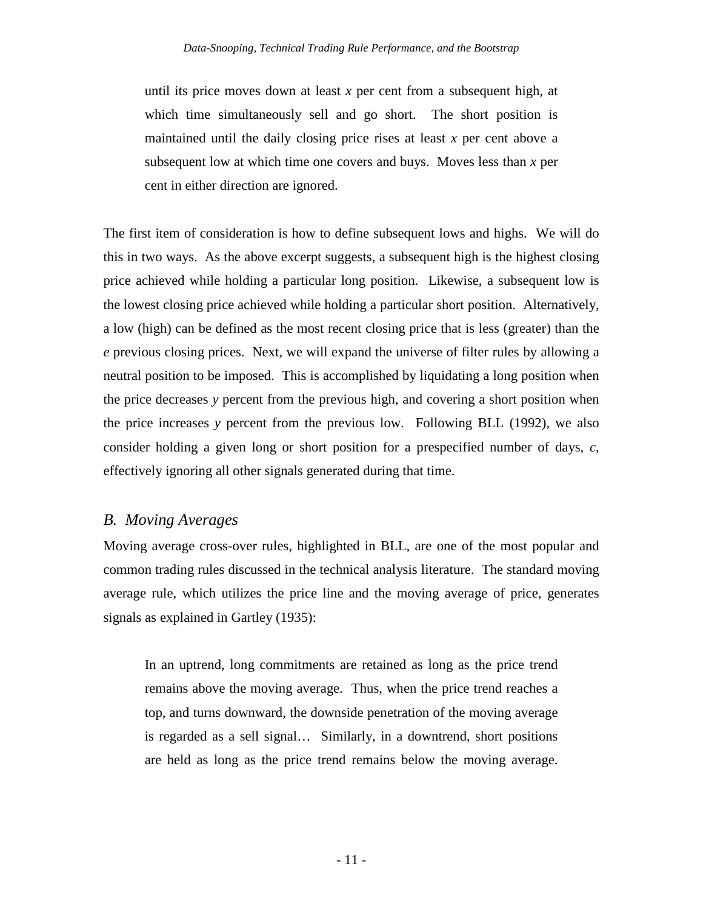> until its price moves down at least $x$ per cent from a subsequent high, at which time simultaneously sell and go short. The short position is maintained until the daily closing price rises at least $x$ per cent above a subsequent low at which time one covers and buys. Moves less than $x$ per cent in either direction are ignored.

The first item of consideration is how to define subsequent lows and highs. We will do this in two ways. As the above excerpt suggests, a subsequent high is the highest closing price achieved while holding a particular long position. Likewise, a subsequent low is the lowest closing price achieved while holding a particular short position. Alternatively, a low (high) can be defined as the most recent closing price that is less (greater) than the $e$ previous closing prices. Next, we will expand the universe of filter rules by allowing a neutral position to be imposed. This is accomplished by liquidating a long position when the price decreases $y$ percent from the previous high, and covering a short position when the price increases $y$ percent from the previous low. Following BLL (1992), we also consider holding a given long or short position for a prespecified number of days, $c$, effectively ignoring all other signals generated during that time.

### *B. Moving Averages*

Moving average cross-over rules, highlighted in BLL, are one of the most popular and common trading rules discussed in the technical analysis literature. The standard moving average rule, which utilizes the price line and the moving average of price, generates signals as explained in Gartley (1935):

> In an uptrend, long commitments are retained as long as the price trend remains above the moving average. Thus, when the price trend reaches a top, and turns downward, the downside penetration of the moving average is regarded as a sell signal… Similarly, in a downtrend, short positions are held as long as the price trend remains below the moving average.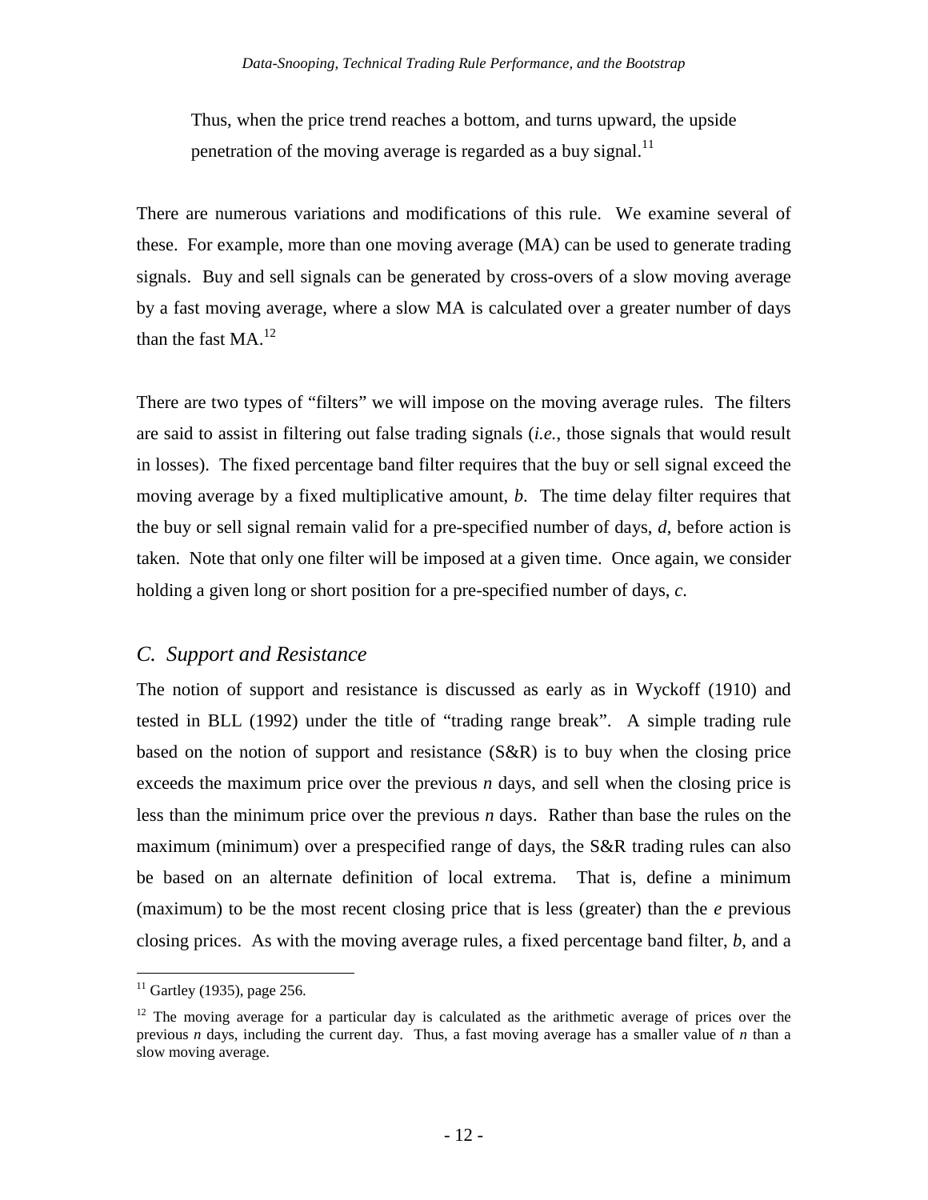> Thus, when the price trend reaches a bottom, and turns upward, the upside penetration of the moving average is regarded as a buy signal.[11]

There are numerous variations and modifications of this rule. We examine several of these. For example, more than one moving average (MA) can be used to generate trading signals. Buy and sell signals can be generated by cross-overs of a slow moving average by a fast moving average, where a slow MA is calculated over a greater number of days than the fast MA.[12]

There are two types of "filters" we will impose on the moving average rules. The filters are said to assist in filtering out false trading signals (*i.e.*, those signals that would result in losses). The fixed percentage band filter requires that the buy or sell signal exceed the moving average by a fixed multiplicative amount, $b$. The time delay filter requires that the buy or sell signal remain valid for a pre-specified number of days, $d$, before action is taken. Note that only one filter will be imposed at a given time. Once again, we consider holding a given long or short position for a pre-specified number of days, $c$.

### C. Support and Resistance

The notion of support and resistance is discussed as early as in Wyckoff (1910) and tested in BLL (1992) under the title of "trading range break". A simple trading rule based on the notion of support and resistance (S&R) is to buy when the closing price exceeds the maximum price over the previous $n$ days, and sell when the closing price is less than the minimum price over the previous $n$ days. Rather than base the rules on the maximum (minimum) over a prespecified range of days, the S&R trading rules can also be based on an alternate definition of local extrema. That is, define a minimum (maximum) to be the most recent closing price that is less (greater) than the $e$ previous closing prices. As with the moving average rules, a fixed percentage band filter, $b$, and a

---

[11] Gartley (1935), page 256.

[12] The moving average for a particular day is calculated as the arithmetic average of prices over the previous $n$ days, including the current day. Thus, a fast moving average has a smaller value of $n$ than a slow moving average.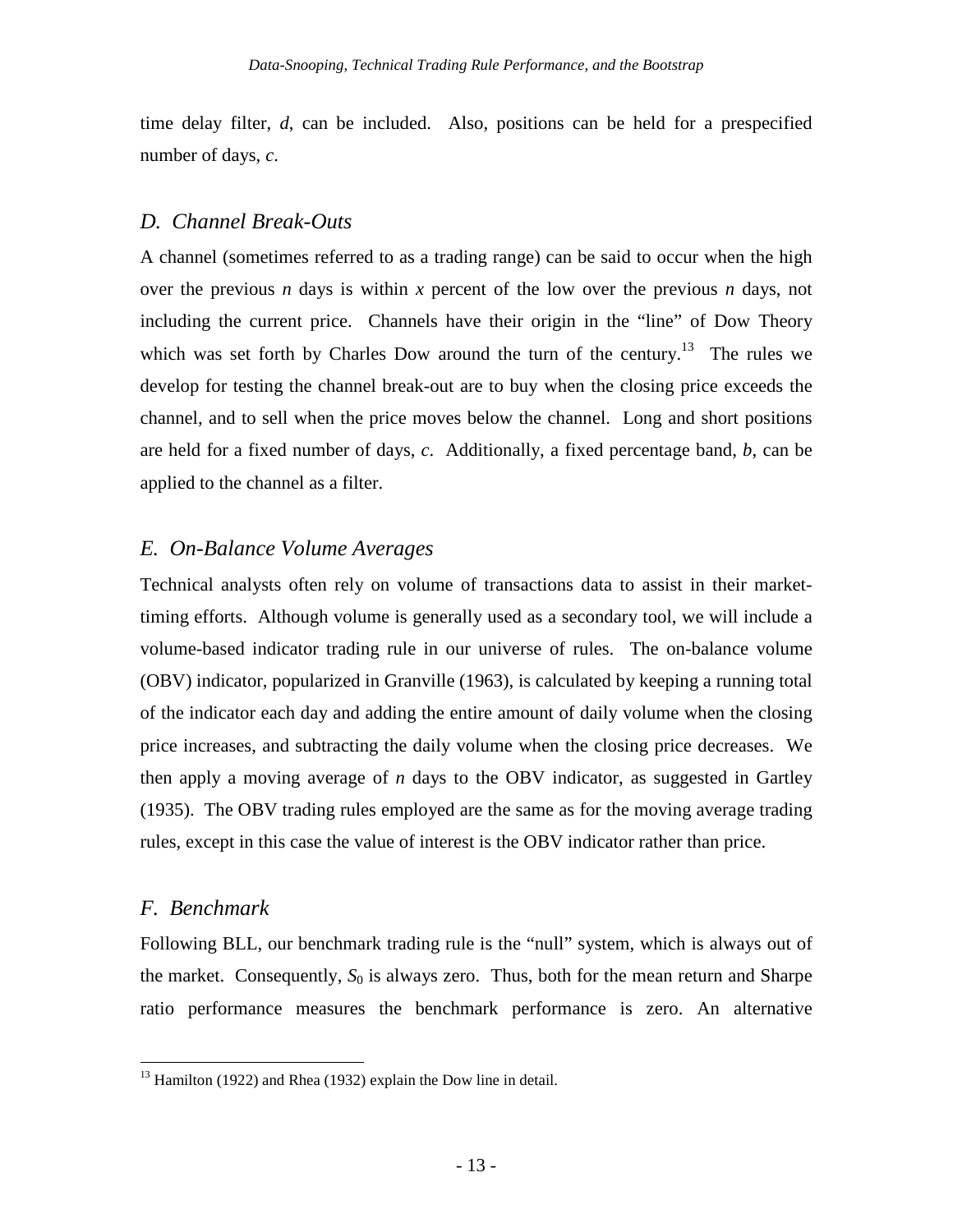time delay filter, *d*, can be included. Also, positions can be held for a prespecified number of days, *c*.

### *D. Channel Break-Outs*

A channel (sometimes referred to as a trading range) can be said to occur when the high over the previous *n* days is within *x* percent of the low over the previous *n* days, not including the current price. Channels have their origin in the "line" of Dow Theory which was set forth by Charles Dow around the turn of the century.[13] The rules we develop for testing the channel break-out are to buy when the closing price exceeds the channel, and to sell when the price moves below the channel. Long and short positions are held for a fixed number of days, *c*. Additionally, a fixed percentage band, *b*, can be applied to the channel as a filter.

### *E. On-Balance Volume Averages*

Technical analysts often rely on volume of transactions data to assist in their market-timing efforts. Although volume is generally used as a secondary tool, we will include a volume-based indicator trading rule in our universe of rules. The on-balance volume (OBV) indicator, popularized in Granville (1963), is calculated by keeping a running total of the indicator each day and adding the entire amount of daily volume when the closing price increases, and subtracting the daily volume when the closing price decreases. We then apply a moving average of *n* days to the OBV indicator, as suggested in Gartley (1935). The OBV trading rules employed are the same as for the moving average trading rules, except in this case the value of interest is the OBV indicator rather than price.

### *F. Benchmark*

Following BLL, our benchmark trading rule is the "null" system, which is always out of the market. Consequently, $S_0$ is always zero. Thus, both for the mean return and Sharpe ratio performance measures the benchmark performance is zero. An alternative

---

[13] Hamilton (1922) and Rhea (1932) explain the Dow line in detail.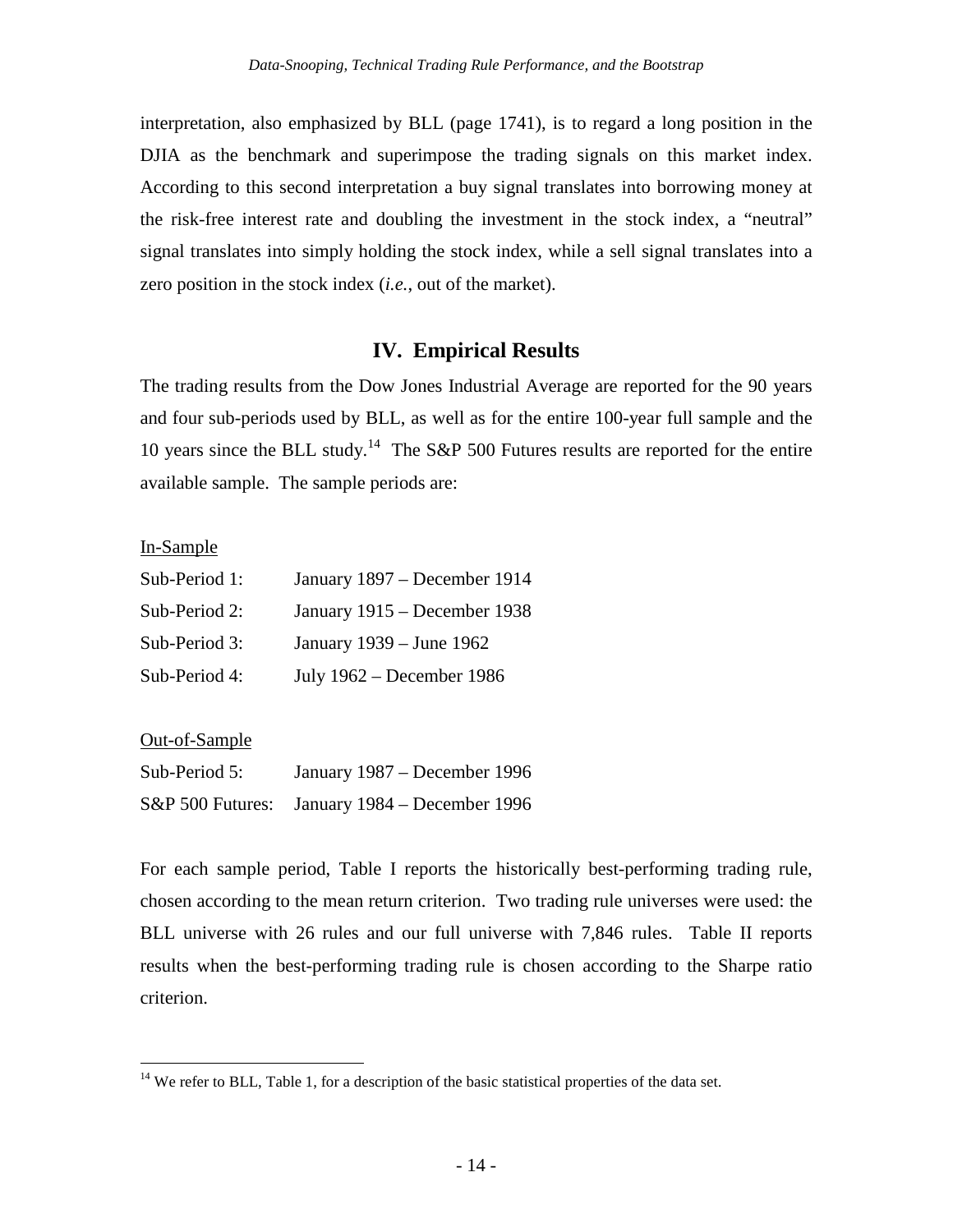interpretation, also emphasized by BLL (page 1741), is to regard a long position in the DJIA as the benchmark and superimpose the trading signals on this market index. According to this second interpretation a buy signal translates into borrowing money at the risk-free interest rate and doubling the investment in the stock index, a "neutral" signal translates into simply holding the stock index, while a sell signal translates into a zero position in the stock index (*i.e.*, out of the market).

## IV. Empirical Results

The trading results from the Dow Jones Industrial Average are reported for the 90 years and four sub-periods used by BLL, as well as for the entire 100-year full sample and the 10 years since the BLL study.[14] The S&P 500 Futures results are reported for the entire available sample. The sample periods are:

In-Sample

| | |
|---|---|
| Sub-Period 1: | January 1897 – December 1914 |
| Sub-Period 2: | January 1915 – December 1938 |
| Sub-Period 3: | January 1939 – June 1962 |
| Sub-Period 4: | July 1962 – December 1986 |

Out-of-Sample

| | |
|---|---|
| Sub-Period 5: | January 1987 – December 1996 |
| S&P 500 Futures: | January 1984 – December 1996 |

For each sample period, Table I reports the historically best-performing trading rule, chosen according to the mean return criterion. Two trading rule universes were used: the BLL universe with 26 rules and our full universe with 7,846 rules. Table II reports results when the best-performing trading rule is chosen according to the Sharpe ratio criterion.

[14] We refer to BLL, Table 1, for a description of the basic statistical properties of the data set.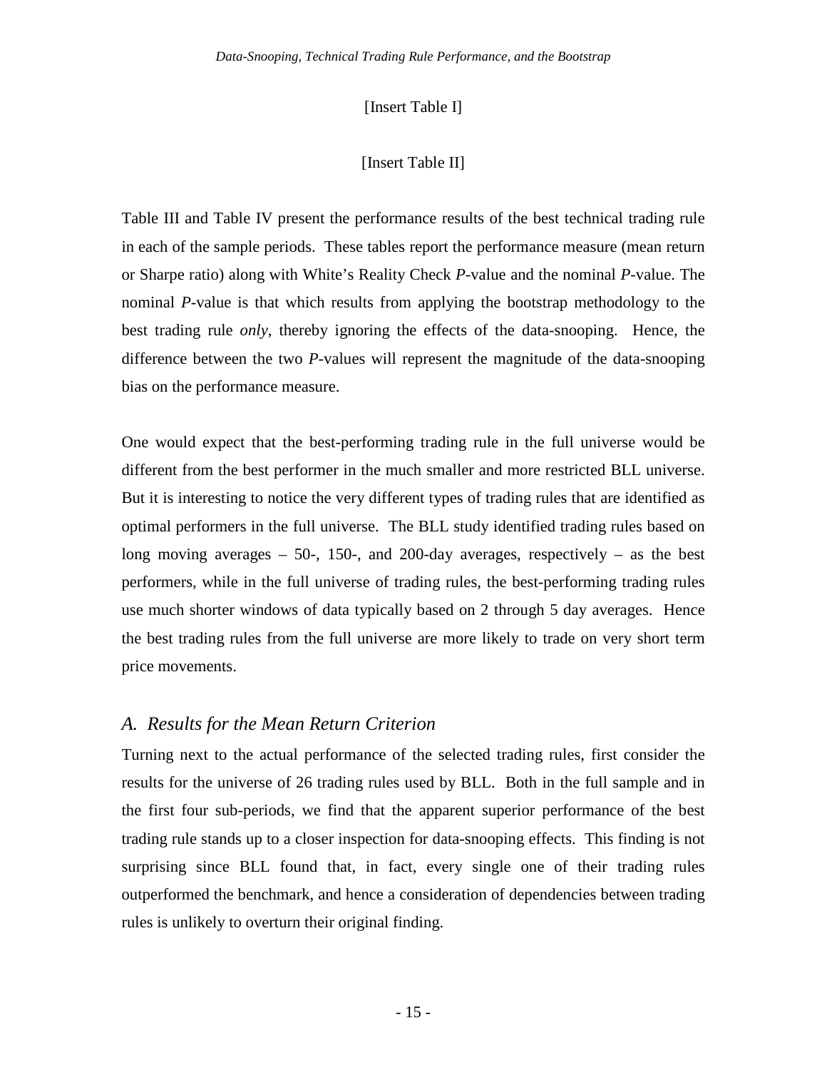[Insert Table I]

[Insert Table II]

Table III and Table IV present the performance results of the best technical trading rule in each of the sample periods. These tables report the performance measure (mean return or Sharpe ratio) along with White's Reality Check *P*-value and the nominal *P*-value. The nominal *P*-value is that which results from applying the bootstrap methodology to the best trading rule *only*, thereby ignoring the effects of the data-snooping. Hence, the difference between the two *P*-values will represent the magnitude of the data-snooping bias on the performance measure.

One would expect that the best-performing trading rule in the full universe would be different from the best performer in the much smaller and more restricted BLL universe. But it is interesting to notice the very different types of trading rules that are identified as optimal performers in the full universe. The BLL study identified trading rules based on long moving averages – 50-, 150-, and 200-day averages, respectively – as the best performers, while in the full universe of trading rules, the best-performing trading rules use much shorter windows of data typically based on 2 through 5 day averages. Hence the best trading rules from the full universe are more likely to trade on very short term price movements.

## *A. Results for the Mean Return Criterion*

Turning next to the actual performance of the selected trading rules, first consider the results for the universe of 26 trading rules used by BLL. Both in the full sample and in the first four sub-periods, we find that the apparent superior performance of the best trading rule stands up to a closer inspection for data-snooping effects. This finding is not surprising since BLL found that, in fact, every single one of their trading rules outperformed the benchmark, and hence a consideration of dependencies between trading rules is unlikely to overturn their original finding.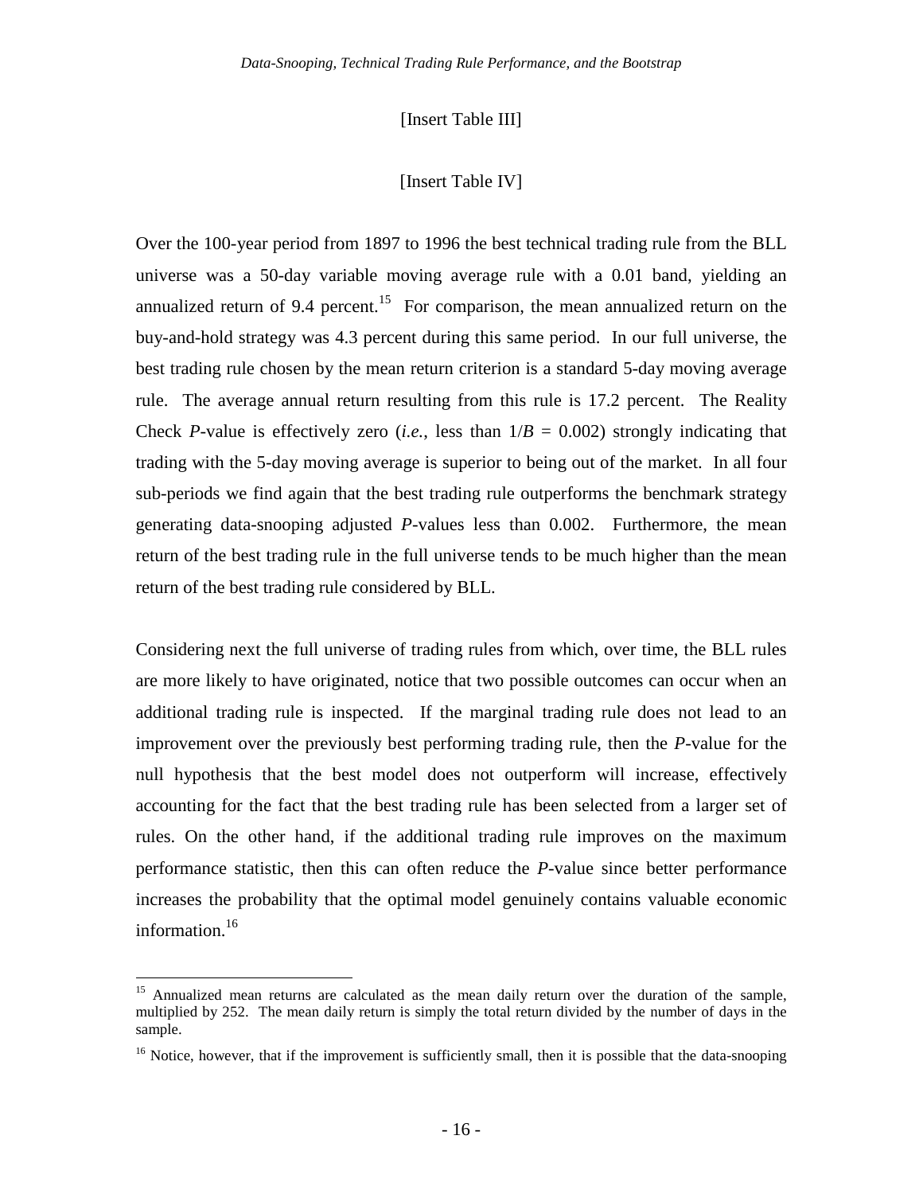[Insert Table III]

[Insert Table IV]

Over the 100-year period from 1897 to 1996 the best technical trading rule from the BLL universe was a 50-day variable moving average rule with a 0.01 band, yielding an annualized return of 9.4 percent.[15] For comparison, the mean annualized return on the buy-and-hold strategy was 4.3 percent during this same period. In our full universe, the best trading rule chosen by the mean return criterion is a standard 5-day moving average rule. The average annual return resulting from this rule is 17.2 percent. The Reality Check *P*-value is effectively zero (*i.e.*, less than $1/B = 0.002$) strongly indicating that trading with the 5-day moving average is superior to being out of the market. In all four sub-periods we find again that the best trading rule outperforms the benchmark strategy generating data-snooping adjusted *P*-values less than 0.002. Furthermore, the mean return of the best trading rule in the full universe tends to be much higher than the mean return of the best trading rule considered by BLL.

Considering next the full universe of trading rules from which, over time, the BLL rules are more likely to have originated, notice that two possible outcomes can occur when an additional trading rule is inspected. If the marginal trading rule does not lead to an improvement over the previously best performing trading rule, then the *P*-value for the null hypothesis that the best model does not outperform will increase, effectively accounting for the fact that the best trading rule has been selected from a larger set of rules. On the other hand, if the additional trading rule improves on the maximum performance statistic, then this can often reduce the *P*-value since better performance increases the probability that the optimal model genuinely contains valuable economic information.[16]

[15] Annualized mean returns are calculated as the mean daily return over the duration of the sample, multiplied by 252. The mean daily return is simply the total return divided by the number of days in the sample.

[16] Notice, however, that if the improvement is sufficiently small, then it is possible that the data-snooping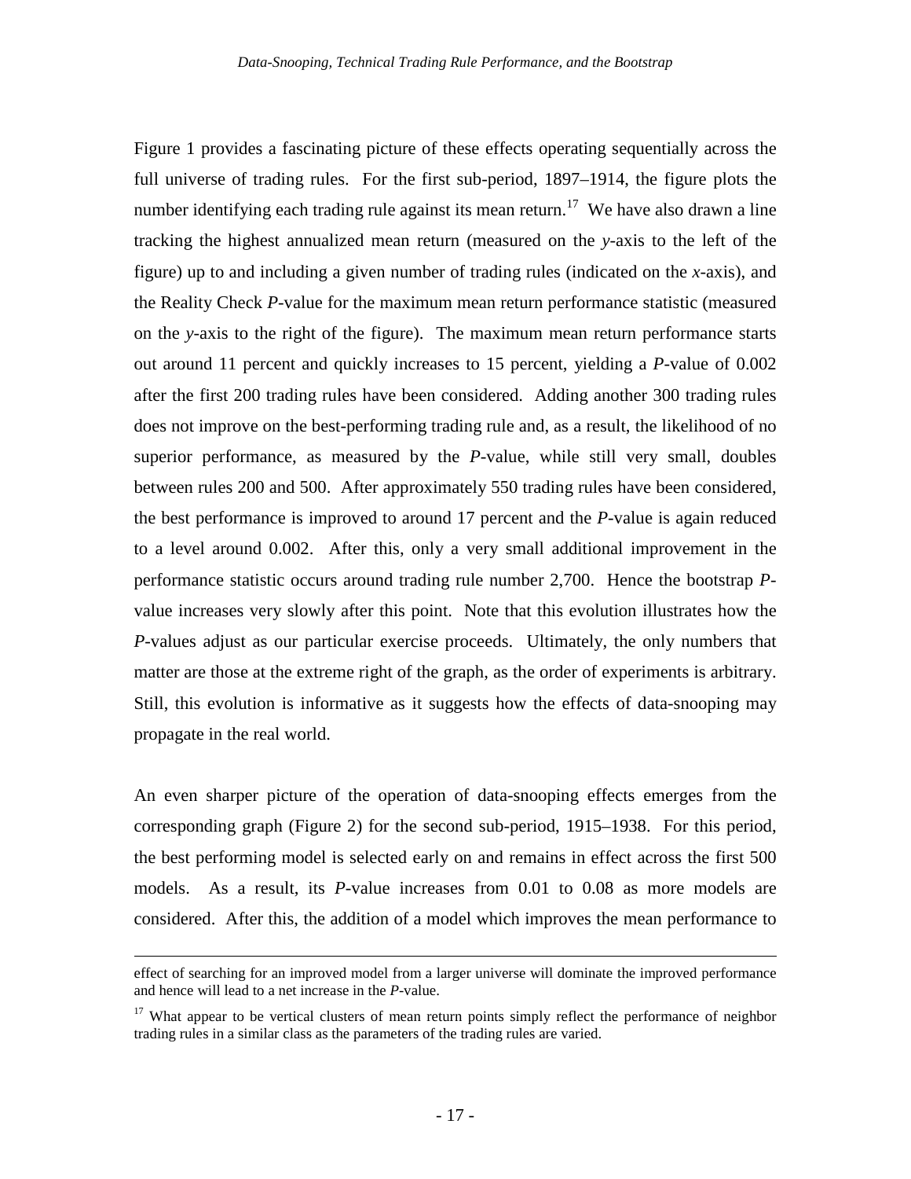Figure 1 provides a fascinating picture of these effects operating sequentially across the full universe of trading rules. For the first sub-period, 1897–1914, the figure plots the number identifying each trading rule against its mean return.[17] We have also drawn a line tracking the highest annualized mean return (measured on the *y*-axis to the left of the figure) up to and including a given number of trading rules (indicated on the *x*-axis), and the Reality Check *P*-value for the maximum mean return performance statistic (measured on the *y*-axis to the right of the figure). The maximum mean return performance starts out around 11 percent and quickly increases to 15 percent, yielding a *P*-value of 0.002 after the first 200 trading rules have been considered. Adding another 300 trading rules does not improve on the best-performing trading rule and, as a result, the likelihood of no superior performance, as measured by the *P*-value, while still very small, doubles between rules 200 and 500. After approximately 550 trading rules have been considered, the best performance is improved to around 17 percent and the *P*-value is again reduced to a level around 0.002. After this, only a very small additional improvement in the performance statistic occurs around trading rule number 2,700. Hence the bootstrap *P*-value increases very slowly after this point. Note that this evolution illustrates how the *P*-values adjust as our particular exercise proceeds. Ultimately, the only numbers that matter are those at the extreme right of the graph, as the order of experiments is arbitrary. Still, this evolution is informative as it suggests how the effects of data-snooping may propagate in the real world.

An even sharper picture of the operation of data-snooping effects emerges from the corresponding graph (Figure 2) for the second sub-period, 1915–1938. For this period, the best performing model is selected early on and remains in effect across the first 500 models. As a result, its *P*-value increases from 0.01 to 0.08 as more models are considered. After this, the addition of a model which improves the mean performance to

---

effect of searching for an improved model from a larger universe will dominate the improved performance and hence will lead to a net increase in the *P*-value.

[17] What appear to be vertical clusters of mean return points simply reflect the performance of neighbor trading rules in a similar class as the parameters of the trading rules are varied.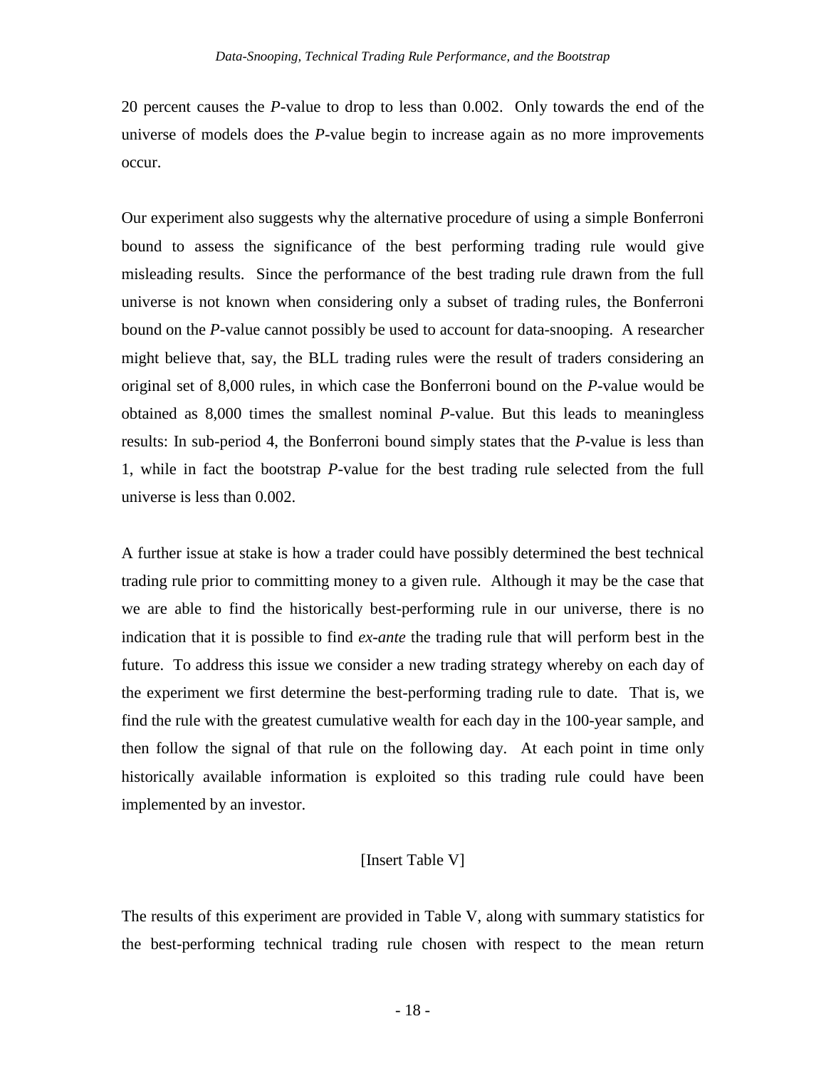20 percent causes the *P*-value to drop to less than 0.002. Only towards the end of the universe of models does the *P*-value begin to increase again as no more improvements occur.

Our experiment also suggests why the alternative procedure of using a simple Bonferroni bound to assess the significance of the best performing trading rule would give misleading results. Since the performance of the best trading rule drawn from the full universe is not known when considering only a subset of trading rules, the Bonferroni bound on the *P*-value cannot possibly be used to account for data-snooping. A researcher might believe that, say, the BLL trading rules were the result of traders considering an original set of 8,000 rules, in which case the Bonferroni bound on the *P*-value would be obtained as 8,000 times the smallest nominal *P*-value. But this leads to meaningless results: In sub-period 4, the Bonferroni bound simply states that the *P*-value is less than 1, while in fact the bootstrap *P*-value for the best trading rule selected from the full universe is less than 0.002.

A further issue at stake is how a trader could have possibly determined the best technical trading rule prior to committing money to a given rule. Although it may be the case that we are able to find the historically best-performing rule in our universe, there is no indication that it is possible to find *ex-ante* the trading rule that will perform best in the future. To address this issue we consider a new trading strategy whereby on each day of the experiment we first determine the best-performing trading rule to date. That is, we find the rule with the greatest cumulative wealth for each day in the 100-year sample, and then follow the signal of that rule on the following day. At each point in time only historically available information is exploited so this trading rule could have been implemented by an investor.

[Insert Table V]

The results of this experiment are provided in Table V, along with summary statistics for the best-performing technical trading rule chosen with respect to the mean return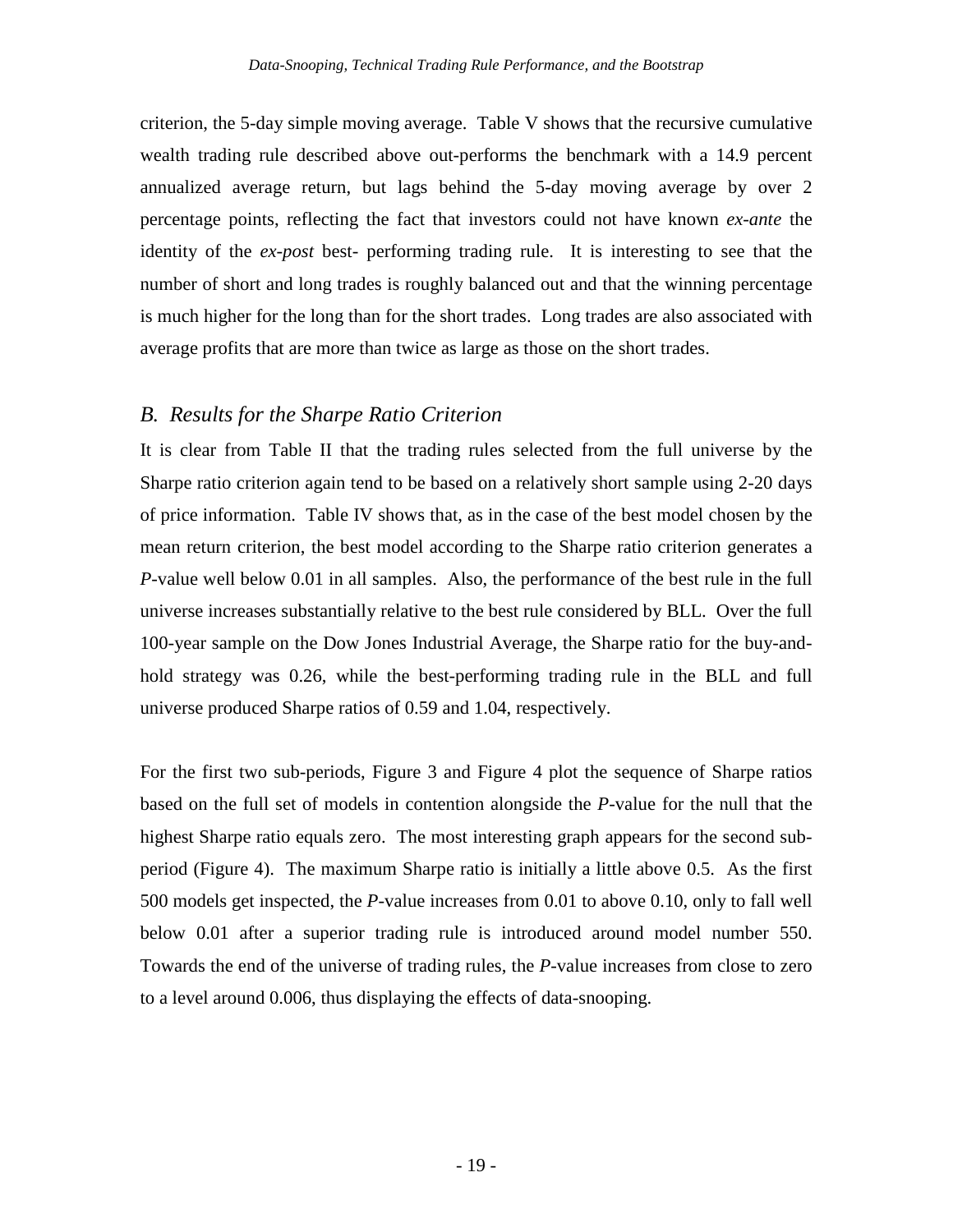criterion, the 5-day simple moving average. Table V shows that the recursive cumulative wealth trading rule described above out-performs the benchmark with a 14.9 percent annualized average return, but lags behind the 5-day moving average by over 2 percentage points, reflecting the fact that investors could not have known *ex-ante* the identity of the *ex-post* best- performing trading rule. It is interesting to see that the number of short and long trades is roughly balanced out and that the winning percentage is much higher for the long than for the short trades. Long trades are also associated with average profits that are more than twice as large as those on the short trades.

## *B. Results for the Sharpe Ratio Criterion*

It is clear from Table II that the trading rules selected from the full universe by the Sharpe ratio criterion again tend to be based on a relatively short sample using 2-20 days of price information. Table IV shows that, as in the case of the best model chosen by the mean return criterion, the best model according to the Sharpe ratio criterion generates a *P*-value well below 0.01 in all samples. Also, the performance of the best rule in the full universe increases substantially relative to the best rule considered by BLL. Over the full 100-year sample on the Dow Jones Industrial Average, the Sharpe ratio for the buy-and-hold strategy was 0.26, while the best-performing trading rule in the BLL and full universe produced Sharpe ratios of 0.59 and 1.04, respectively.

For the first two sub-periods, Figure 3 and Figure 4 plot the sequence of Sharpe ratios based on the full set of models in contention alongside the *P*-value for the null that the highest Sharpe ratio equals zero. The most interesting graph appears for the second sub-period (Figure 4). The maximum Sharpe ratio is initially a little above 0.5. As the first 500 models get inspected, the *P*-value increases from 0.01 to above 0.10, only to fall well below 0.01 after a superior trading rule is introduced around model number 550. Towards the end of the universe of trading rules, the *P*-value increases from close to zero to a level around 0.006, thus displaying the effects of data-snooping.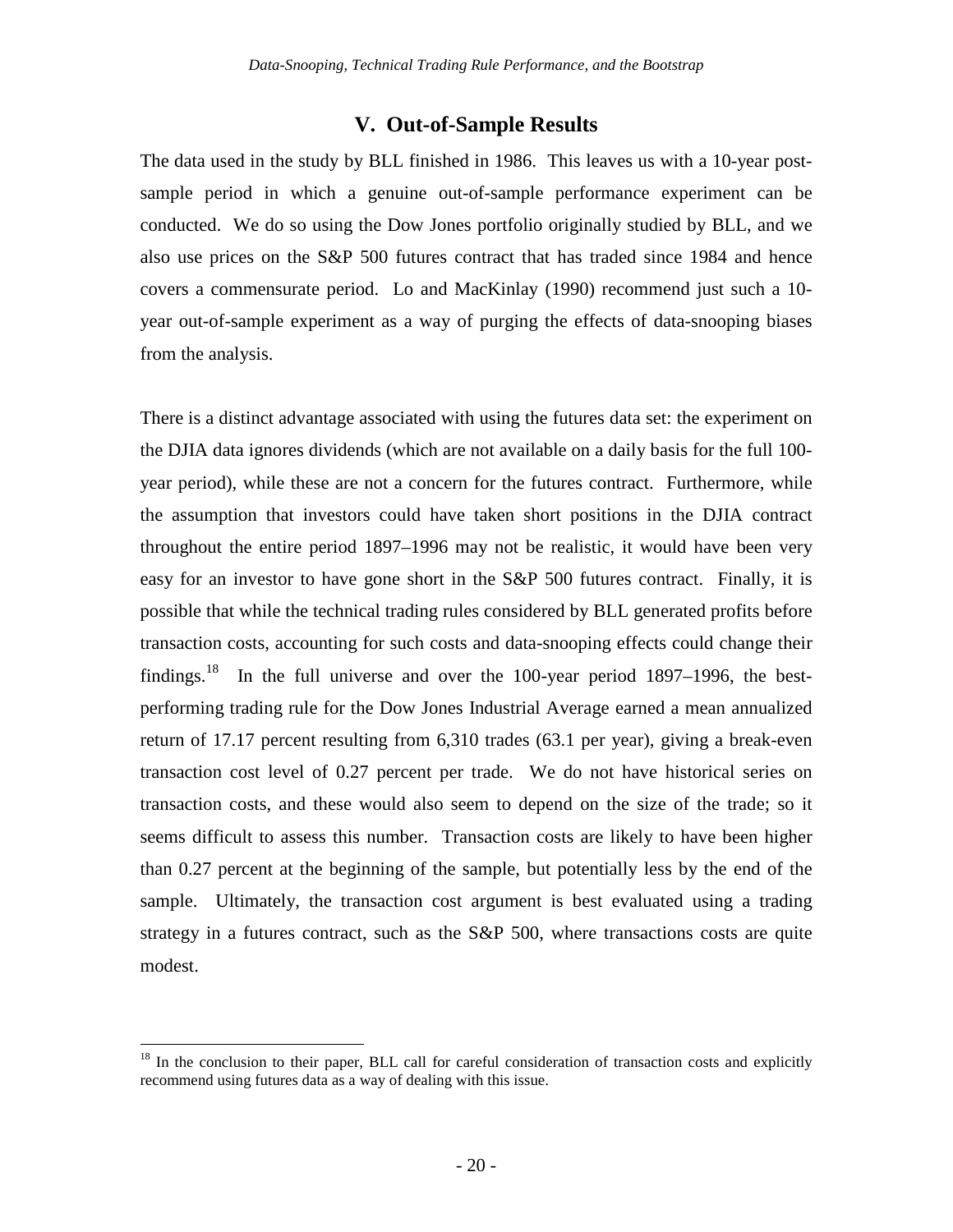## V. Out-of-Sample Results

The data used in the study by BLL finished in 1986. This leaves us with a 10-year post-sample period in which a genuine out-of-sample performance experiment can be conducted. We do so using the Dow Jones portfolio originally studied by BLL, and we also use prices on the S&P 500 futures contract that has traded since 1984 and hence covers a commensurate period. Lo and MacKinlay (1990) recommend just such a 10-year out-of-sample experiment as a way of purging the effects of data-snooping biases from the analysis.

There is a distinct advantage associated with using the futures data set: the experiment on the DJIA data ignores dividends (which are not available on a daily basis for the full 100-year period), while these are not a concern for the futures contract. Furthermore, while the assumption that investors could have taken short positions in the DJIA contract throughout the entire period 1897–1996 may not be realistic, it would have been very easy for an investor to have gone short in the S&P 500 futures contract. Finally, it is possible that while the technical trading rules considered by BLL generated profits before transaction costs, accounting for such costs and data-snooping effects could change their findings.[18] In the full universe and over the 100-year period 1897–1996, the best-performing trading rule for the Dow Jones Industrial Average earned a mean annualized return of 17.17 percent resulting from 6,310 trades (63.1 per year), giving a break-even transaction cost level of 0.27 percent per trade. We do not have historical series on transaction costs, and these would also seem to depend on the size of the trade; so it seems difficult to assess this number. Transaction costs are likely to have been higher than 0.27 percent at the beginning of the sample, but potentially less by the end of the sample. Ultimately, the transaction cost argument is best evaluated using a trading strategy in a futures contract, such as the S&P 500, where transactions costs are quite modest.

---

[18] In the conclusion to their paper, BLL call for careful consideration of transaction costs and explicitly recommend using futures data as a way of dealing with this issue.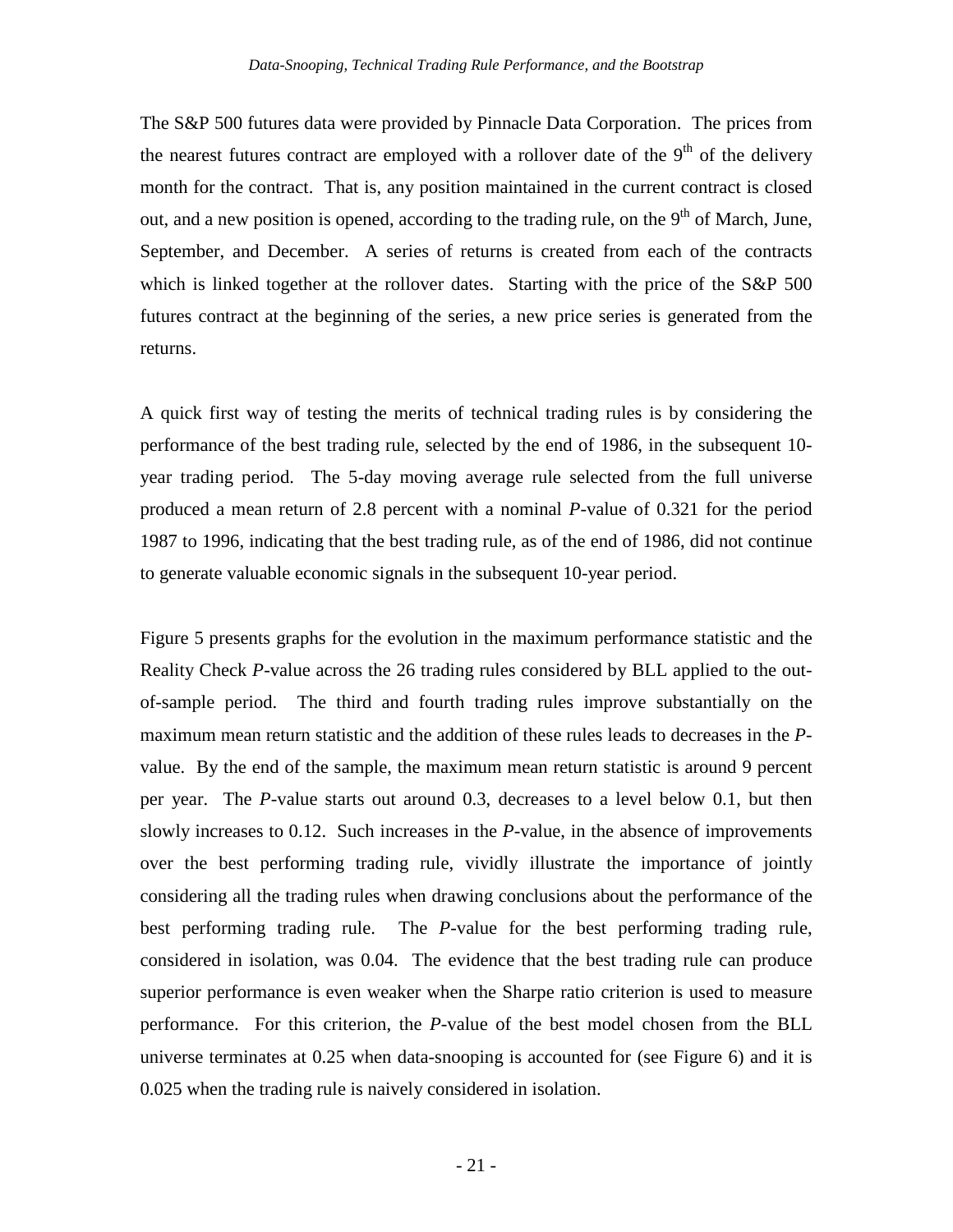The S&P 500 futures data were provided by Pinnacle Data Corporation. The prices from the nearest futures contract are employed with a rollover date of the 9th of the delivery month for the contract. That is, any position maintained in the current contract is closed out, and a new position is opened, according to the trading rule, on the 9th of March, June, September, and December. A series of returns is created from each of the contracts which is linked together at the rollover dates. Starting with the price of the S&P 500 futures contract at the beginning of the series, a new price series is generated from the returns.

A quick first way of testing the merits of technical trading rules is by considering the performance of the best trading rule, selected by the end of 1986, in the subsequent 10-year trading period. The 5-day moving average rule selected from the full universe produced a mean return of 2.8 percent with a nominal *P*-value of 0.321 for the period 1987 to 1996, indicating that the best trading rule, as of the end of 1986, did not continue to generate valuable economic signals in the subsequent 10-year period.

Figure 5 presents graphs for the evolution in the maximum performance statistic and the Reality Check *P*-value across the 26 trading rules considered by BLL applied to the out-of-sample period. The third and fourth trading rules improve substantially on the maximum mean return statistic and the addition of these rules leads to decreases in the *P*-value. By the end of the sample, the maximum mean return statistic is around 9 percent per year. The *P*-value starts out around 0.3, decreases to a level below 0.1, but then slowly increases to 0.12. Such increases in the *P*-value, in the absence of improvements over the best performing trading rule, vividly illustrate the importance of jointly considering all the trading rules when drawing conclusions about the performance of the best performing trading rule. The *P*-value for the best performing trading rule, considered in isolation, was 0.04. The evidence that the best trading rule can produce superior performance is even weaker when the Sharpe ratio criterion is used to measure performance. For this criterion, the *P*-value of the best model chosen from the BLL universe terminates at 0.25 when data-snooping is accounted for (see Figure 6) and it is 0.025 when the trading rule is naively considered in isolation.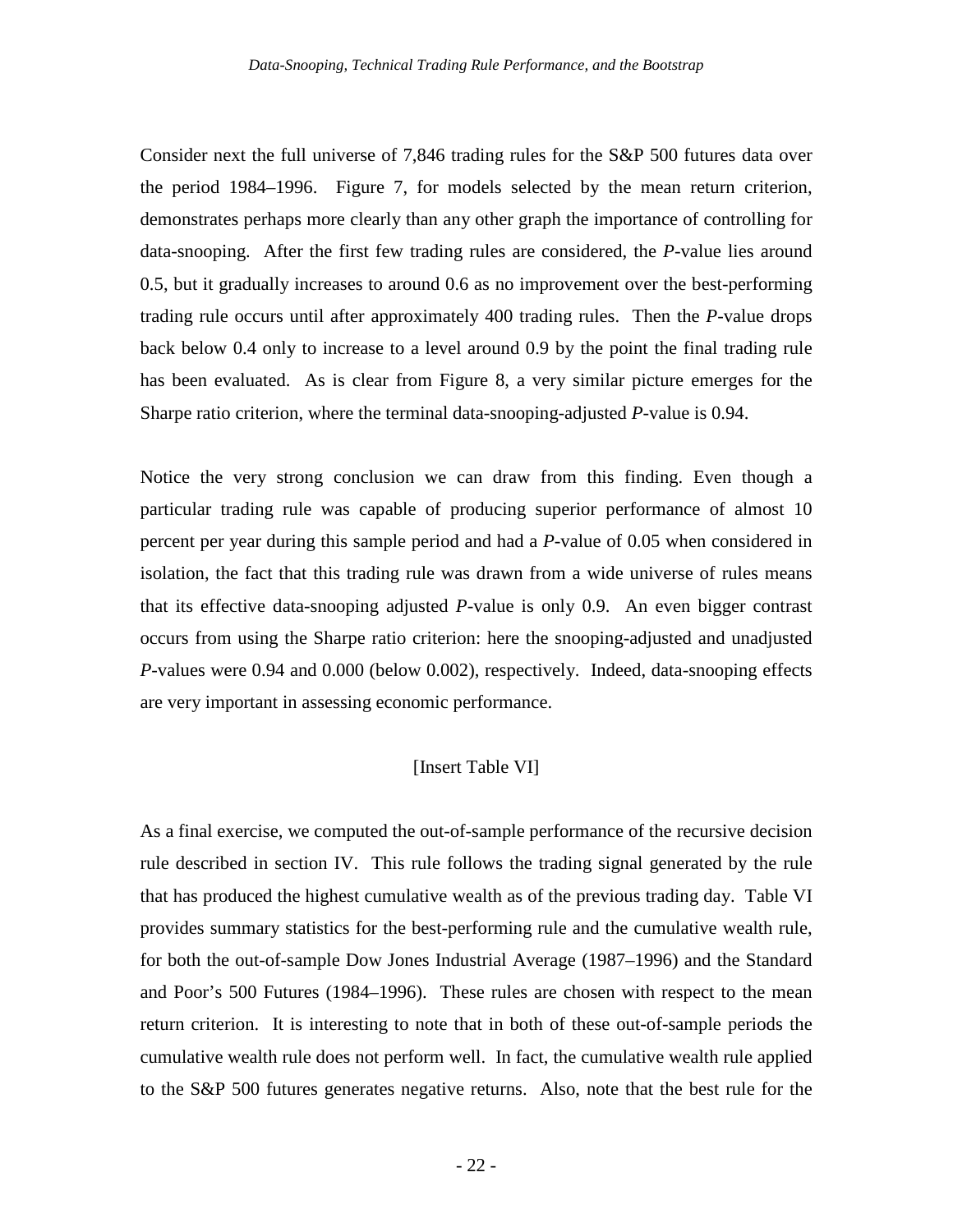Consider next the full universe of 7,846 trading rules for the S&P 500 futures data over the period 1984–1996. Figure 7, for models selected by the mean return criterion, demonstrates perhaps more clearly than any other graph the importance of controlling for data-snooping. After the first few trading rules are considered, the *P*-value lies around 0.5, but it gradually increases to around 0.6 as no improvement over the best-performing trading rule occurs until after approximately 400 trading rules. Then the *P*-value drops back below 0.4 only to increase to a level around 0.9 by the point the final trading rule has been evaluated. As is clear from Figure 8, a very similar picture emerges for the Sharpe ratio criterion, where the terminal data-snooping-adjusted *P*-value is 0.94.

Notice the very strong conclusion we can draw from this finding. Even though a particular trading rule was capable of producing superior performance of almost 10 percent per year during this sample period and had a *P*-value of 0.05 when considered in isolation, the fact that this trading rule was drawn from a wide universe of rules means that its effective data-snooping adjusted *P*-value is only 0.9. An even bigger contrast occurs from using the Sharpe ratio criterion: here the snooping-adjusted and unadjusted *P*-values were 0.94 and 0.000 (below 0.002), respectively. Indeed, data-snooping effects are very important in assessing economic performance.

[Insert Table VI]

As a final exercise, we computed the out-of-sample performance of the recursive decision rule described in section IV. This rule follows the trading signal generated by the rule that has produced the highest cumulative wealth as of the previous trading day. Table VI provides summary statistics for the best-performing rule and the cumulative wealth rule, for both the out-of-sample Dow Jones Industrial Average (1987–1996) and the Standard and Poor's 500 Futures (1984–1996). These rules are chosen with respect to the mean return criterion. It is interesting to note that in both of these out-of-sample periods the cumulative wealth rule does not perform well. In fact, the cumulative wealth rule applied to the S&P 500 futures generates negative returns. Also, note that the best rule for the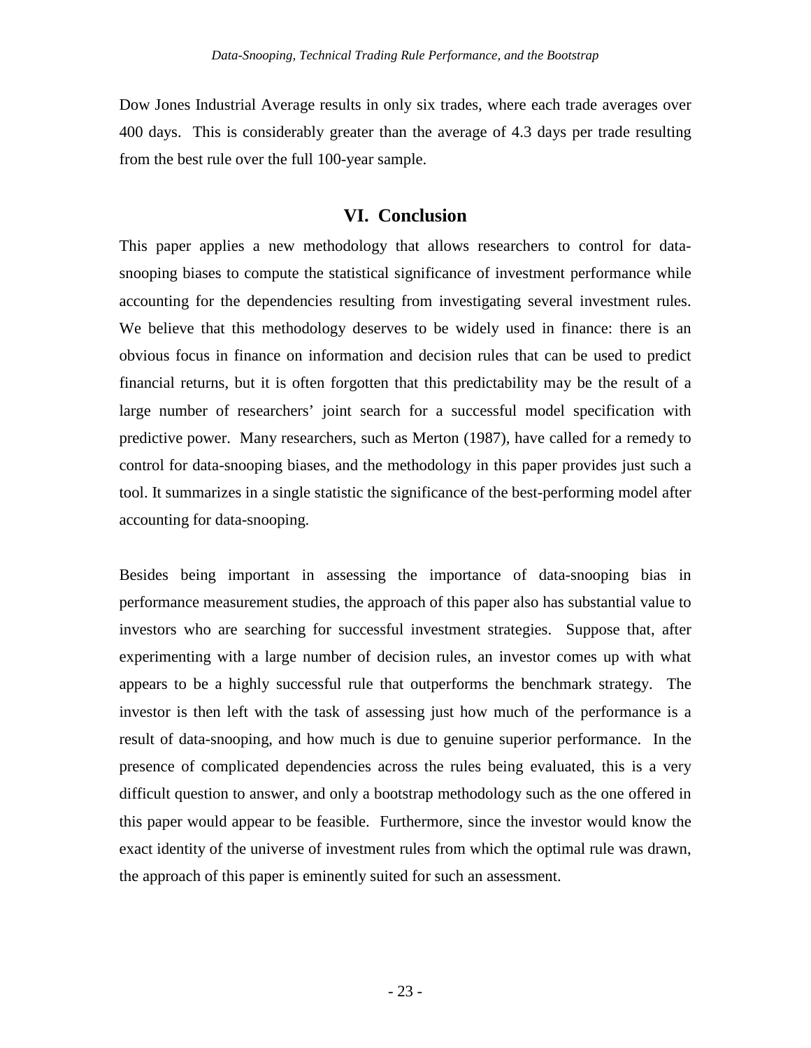Dow Jones Industrial Average results in only six trades, where each trade averages over 400 days. This is considerably greater than the average of 4.3 days per trade resulting from the best rule over the full 100-year sample.

## VI. Conclusion

This paper applies a new methodology that allows researchers to control for data-snooping biases to compute the statistical significance of investment performance while accounting for the dependencies resulting from investigating several investment rules. We believe that this methodology deserves to be widely used in finance: there is an obvious focus in finance on information and decision rules that can be used to predict financial returns, but it is often forgotten that this predictability may be the result of a large number of researchers' joint search for a successful model specification with predictive power. Many researchers, such as Merton (1987), have called for a remedy to control for data-snooping biases, and the methodology in this paper provides just such a tool. It summarizes in a single statistic the significance of the best-performing model after accounting for data-snooping.

Besides being important in assessing the importance of data-snooping bias in performance measurement studies, the approach of this paper also has substantial value to investors who are searching for successful investment strategies. Suppose that, after experimenting with a large number of decision rules, an investor comes up with what appears to be a highly successful rule that outperforms the benchmark strategy. The investor is then left with the task of assessing just how much of the performance is a result of data-snooping, and how much is due to genuine superior performance. In the presence of complicated dependencies across the rules being evaluated, this is a very difficult question to answer, and only a bootstrap methodology such as the one offered in this paper would appear to be feasible. Furthermore, since the investor would know the exact identity of the universe of investment rules from which the optimal rule was drawn, the approach of this paper is eminently suited for such an assessment.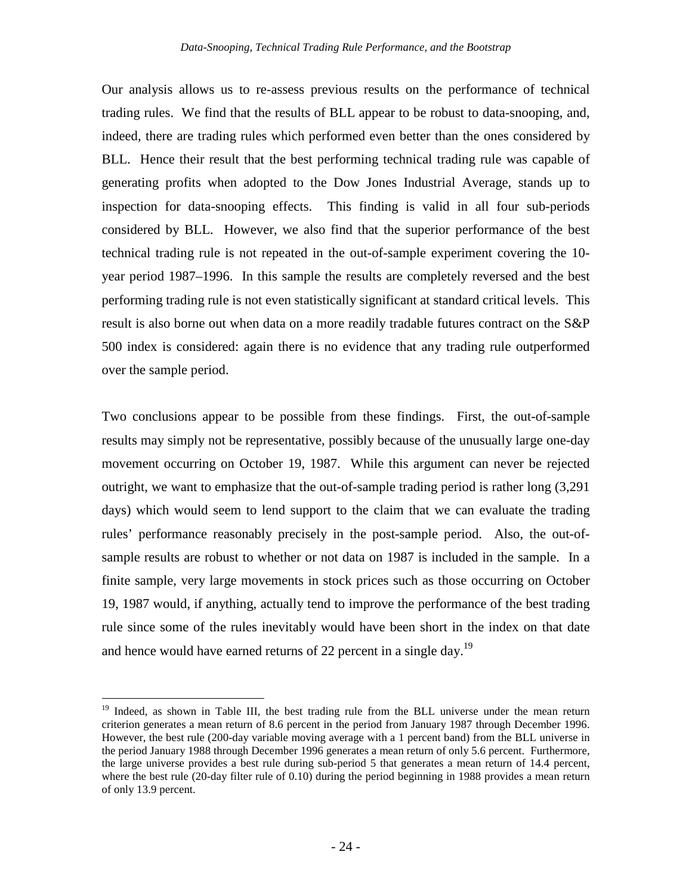Our analysis allows us to re-assess previous results on the performance of technical trading rules. We find that the results of BLL appear to be robust to data-snooping, and, indeed, there are trading rules which performed even better than the ones considered by BLL. Hence their result that the best performing technical trading rule was capable of generating profits when adopted to the Dow Jones Industrial Average, stands up to inspection for data-snooping effects. This finding is valid in all four sub-periods considered by BLL. However, we also find that the superior performance of the best technical trading rule is not repeated in the out-of-sample experiment covering the 10-year period 1987–1996. In this sample the results are completely reversed and the best performing trading rule is not even statistically significant at standard critical levels. This result is also borne out when data on a more readily tradable futures contract on the S&P 500 index is considered: again there is no evidence that any trading rule outperformed over the sample period.

Two conclusions appear to be possible from these findings. First, the out-of-sample results may simply not be representative, possibly because of the unusually large one-day movement occurring on October 19, 1987. While this argument can never be rejected outright, we want to emphasize that the out-of-sample trading period is rather long (3,291 days) which would seem to lend support to the claim that we can evaluate the trading rules' performance reasonably precisely in the post-sample period. Also, the out-of-sample results are robust to whether or not data on 1987 is included in the sample. In a finite sample, very large movements in stock prices such as those occurring on October 19, 1987 would, if anything, actually tend to improve the performance of the best trading rule since some of the rules inevitably would have been short in the index on that date and hence would have earned returns of 22 percent in a single day.[19]

---

[19] Indeed, as shown in Table III, the best trading rule from the BLL universe under the mean return criterion generates a mean return of 8.6 percent in the period from January 1987 through December 1996. However, the best rule (200-day variable moving average with a 1 percent band) from the BLL universe in the period January 1988 through December 1996 generates a mean return of only 5.6 percent. Furthermore, the large universe provides a best rule during sub-period 5 that generates a mean return of 14.4 percent, where the best rule (20-day filter rule of 0.10) during the period beginning in 1988 provides a mean return of only 13.9 percent.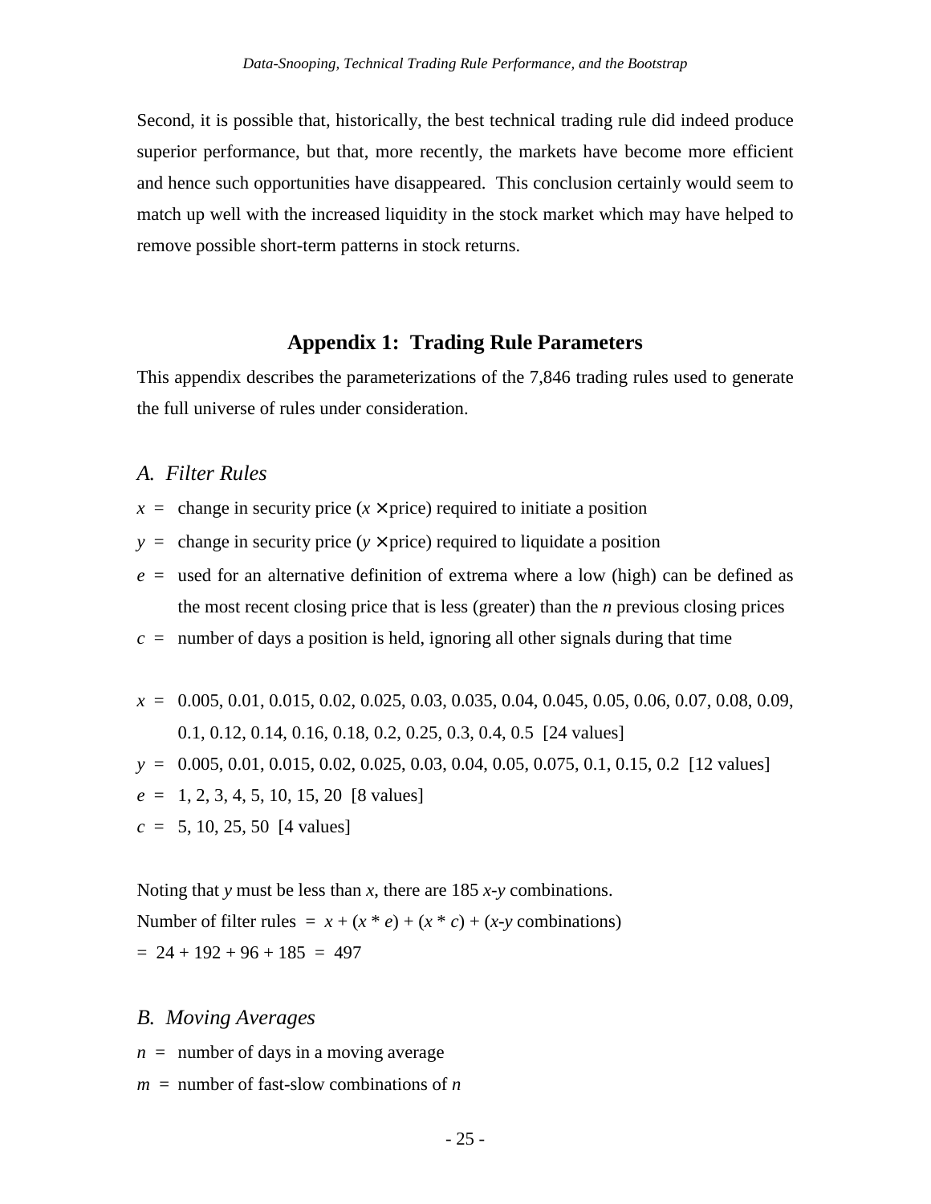Second, it is possible that, historically, the best technical trading rule did indeed produce superior performance, but that, more recently, the markets have become more efficient and hence such opportunities have disappeared. This conclusion certainly would seem to match up well with the increased liquidity in the stock market which may have helped to remove possible short-term patterns in stock returns.

## Appendix 1: Trading Rule Parameters

This appendix describes the parameterizations of the 7,846 trading rules used to generate the full universe of rules under consideration.

### *A. Filter Rules*

$x$ = change in security price ($x \times$ price) required to initiate a position

$y$ = change in security price ($y \times$ price) required to liquidate a position

$e$ = used for an alternative definition of extrema where a low (high) can be defined as the most recent closing price that is less (greater) than the $n$ previous closing prices

$c$ = number of days a position is held, ignoring all other signals during that time

$x$ = 0.005, 0.01, 0.015, 0.02, 0.025, 0.03, 0.035, 0.04, 0.045, 0.05, 0.06, 0.07, 0.08, 0.09, 0.1, 0.12, 0.14, 0.16, 0.18, 0.2, 0.25, 0.3, 0.4, 0.5 [24 values]

$y$ = 0.005, 0.01, 0.015, 0.02, 0.025, 0.03, 0.04, 0.05, 0.075, 0.1, 0.15, 0.2 [12 values]

$e$ = 1, 2, 3, 4, 5, 10, 15, 20 [8 values]

$c$ = 5, 10, 25, 50 [4 values]

Noting that $y$ must be less than $x$, there are 185 $x$-$y$ combinations.

Number of filter rules = $x + (x * e) + (x * c) + (x\text{-}y$ combinations)

= 24 + 192 + 96 + 185 = 497

### *B. Moving Averages*

$n$ = number of days in a moving average

$m$ = number of fast-slow combinations of $n$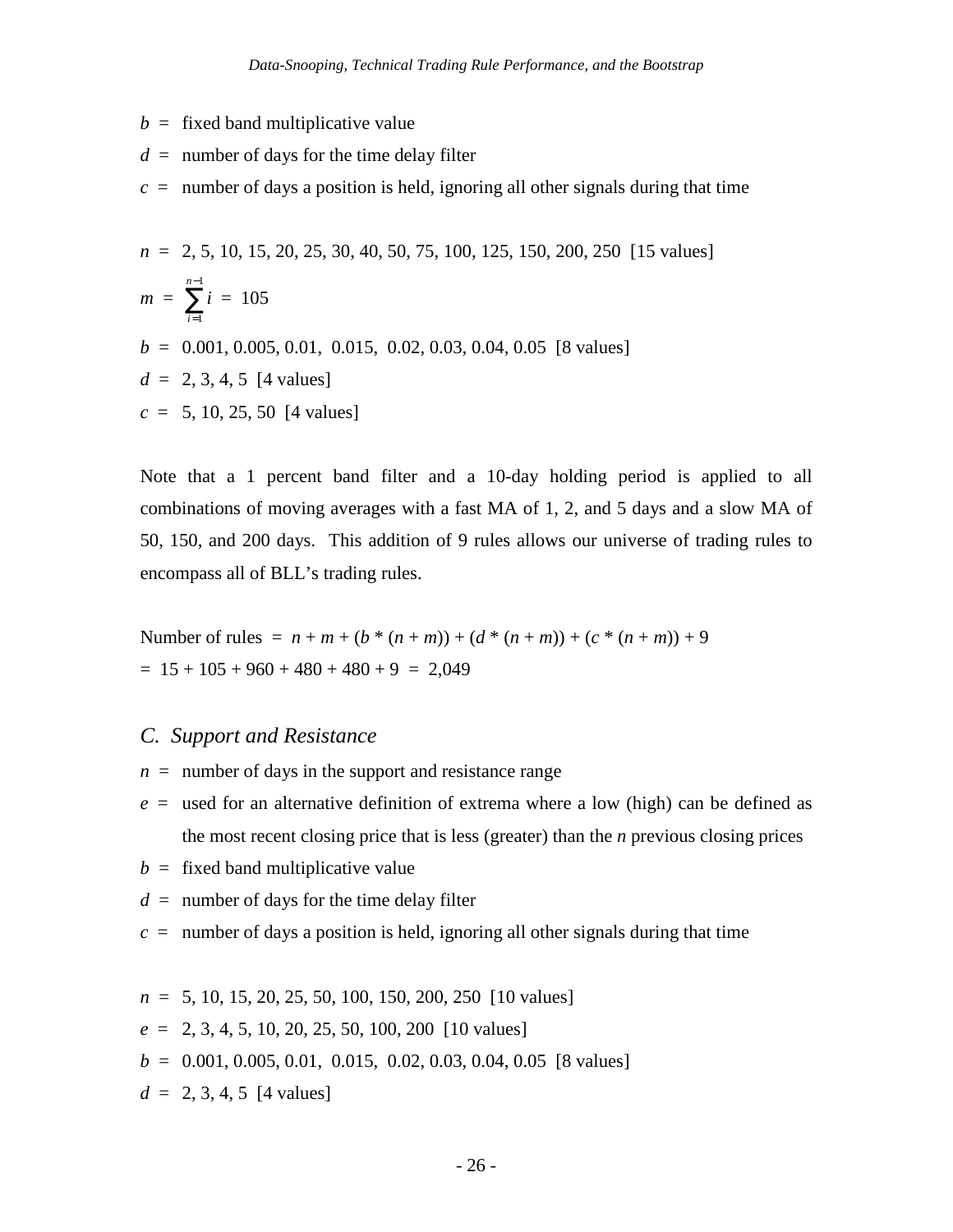$b$ = fixed band multiplicative value

$d$ = number of days for the time delay filter

$c$ = number of days a position is held, ignoring all other signals during that time

$n$ = 2, 5, 10, 15, 20, 25, 30, 40, 50, 75, 100, 125, 150, 200, 250 [15 values]

$$m = \sum_{i=1}^{n-1} i = 105$$

$b$ = 0.001, 0.005, 0.01, 0.015, 0.02, 0.03, 0.04, 0.05 [8 values]

$d$ = 2, 3, 4, 5 [4 values]

$c$ = 5, 10, 25, 50 [4 values]

Note that a 1 percent band filter and a 10-day holding period is applied to all combinations of moving averages with a fast MA of 1, 2, and 5 days and a slow MA of 50, 150, and 200 days. This addition of 9 rules allows our universe of trading rules to encompass all of BLL's trading rules.

Number of rules = $n + m + (b * (n + m)) + (d * (n + m)) + (c * (n + m)) + 9$

= 15 + 105 + 960 + 480 + 480 + 9 = 2,049

### *C. Support and Resistance*

$n$ = number of days in the support and resistance range

$e$ = used for an alternative definition of extrema where a low (high) can be defined as the most recent closing price that is less (greater) than the $n$ previous closing prices

$b$ = fixed band multiplicative value

$d$ = number of days for the time delay filter

$c$ = number of days a position is held, ignoring all other signals during that time

$n$ = 5, 10, 15, 20, 25, 50, 100, 150, 200, 250 [10 values]

$e$ = 2, 3, 4, 5, 10, 20, 25, 50, 100, 200 [10 values]

$b$ = 0.001, 0.005, 0.01, 0.015, 0.02, 0.03, 0.04, 0.05 [8 values]

$d$ = 2, 3, 4, 5 [4 values]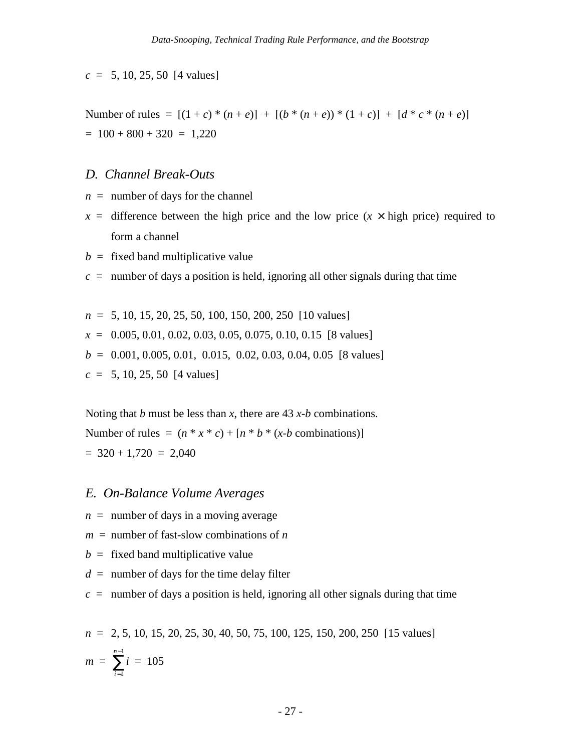$c$ = 5, 10, 25, 50 [4 values]

Number of rules = $[(1 + c) * (n + e)] + [(b * (n + e)) * (1 + c)] + [d * c * (n + e)]$
= 100 + 800 + 320 = 1,220

### *D. Channel Break-Outs*

$n$ = number of days for the channel

$x$ = difference between the high price and the low price ($x \times$ high price) required to form a channel

$b$ = fixed band multiplicative value

$c$ = number of days a position is held, ignoring all other signals during that time

$n$ = 5, 10, 15, 20, 25, 50, 100, 150, 200, 250 [10 values]

$x$ = 0.005, 0.01, 0.02, 0.03, 0.05, 0.075, 0.10, 0.15 [8 values]

$b$ = 0.001, 0.005, 0.01, 0.015, 0.02, 0.03, 0.04, 0.05 [8 values]

$c$ = 5, 10, 25, 50 [4 values]

Noting that $b$ must be less than $x$, there are 43 $x$-$b$ combinations.

Number of rules = $(n * x * c) + [n * b * (x\text{-}b \text{ combinations})]$
= 320 + 1,720 = 2,040

### *E. On-Balance Volume Averages*

$n$ = number of days in a moving average

$m$ = number of fast-slow combinations of $n$

$b$ = fixed band multiplicative value

$d$ = number of days for the time delay filter

$c$ = number of days a position is held, ignoring all other signals during that time

$n$ = 2, 5, 10, 15, 20, 25, 30, 40, 50, 75, 100, 125, 150, 200, 250 [15 values]

$$m = \sum_{i=1}^{n-1} i = 105$$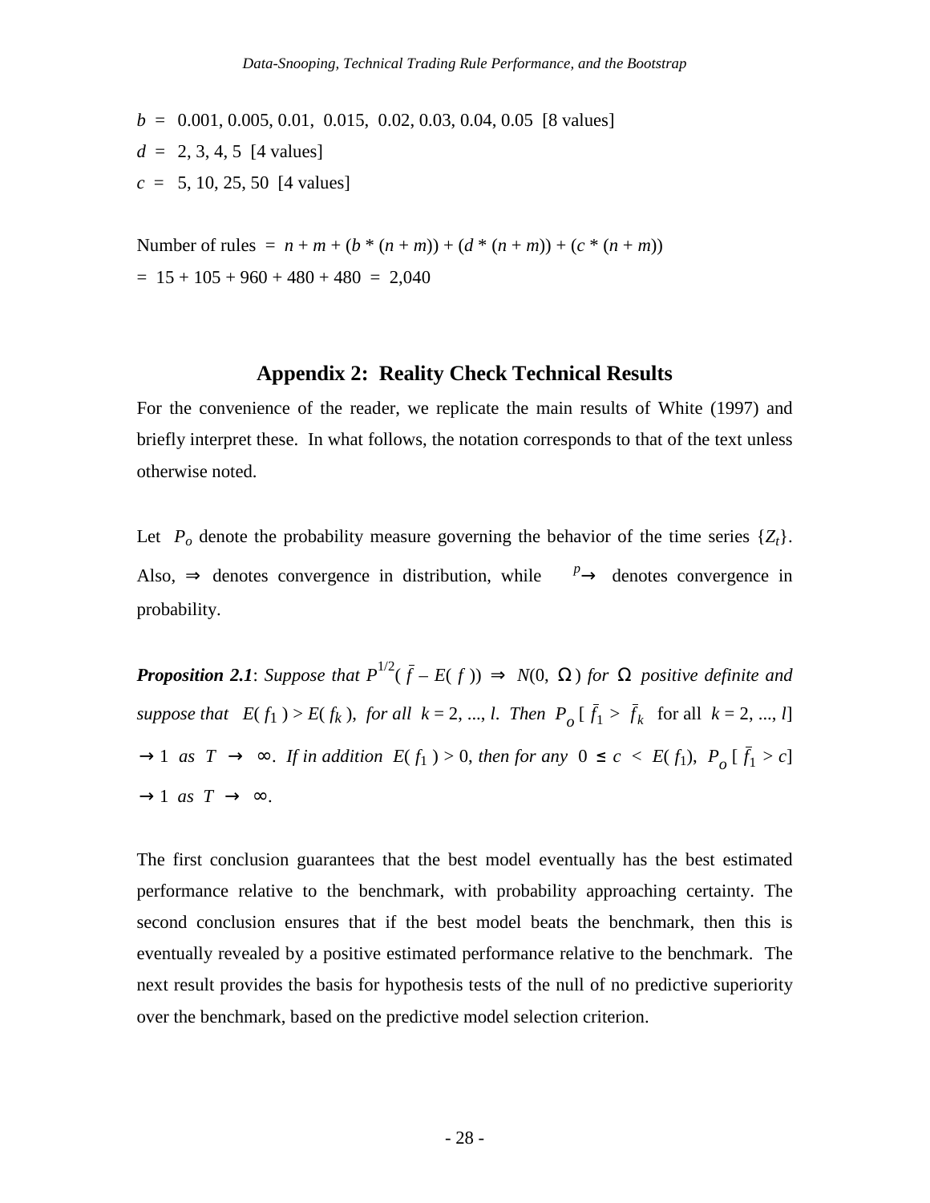$b$ = 0.001, 0.005, 0.01, 0.015, 0.02, 0.03, 0.04, 0.05 [8 values]

$d$ = 2, 3, 4, 5 [4 values]

$c$ = 5, 10, 25, 50 [4 values]

Number of rules = $n + m + (b * (n + m)) + (d * (n + m)) + (c * (n + m))$

= 15 + 105 + 960 + 480 + 480 = 2,040

## Appendix 2: Reality Check Technical Results

For the convenience of the reader, we replicate the main results of White (1997) and briefly interpret these. In what follows, the notation corresponds to that of the text unless otherwise noted.

Let $P_o$ denote the probability measure governing the behavior of the time series $\{Z_t\}$. Also, $\Rightarrow$ denotes convergence in distribution, while $\xrightarrow{p}$ denotes convergence in probability.

***Proposition 2.1***: *Suppose that* $P^{1/2}(\bar{f} - E(f)) \Rightarrow N(0, \Omega)$ *for* $\Omega$ *positive definite and suppose that* $E(f_1) > E(f_k)$*, for all* $k = 2, ..., l$*. Then* $P_o[\bar{f}_1 > \bar{f}_k$ for all $k = 2, ..., l] \rightarrow 1$ *as* $T \rightarrow \infty$*. If in addition* $E(f_1) > 0$*, then for any* $0 \leq c < E(f_1)$*,* $P_o[\bar{f}_1 > c] \rightarrow 1$ *as* $T \rightarrow \infty$*.*

The first conclusion guarantees that the best model eventually has the best estimated performance relative to the benchmark, with probability approaching certainty. The second conclusion ensures that if the best model beats the benchmark, then this is eventually revealed by a positive estimated performance relative to the benchmark. The next result provides the basis for hypothesis tests of the null of no predictive superiority over the benchmark, based on the predictive model selection criterion.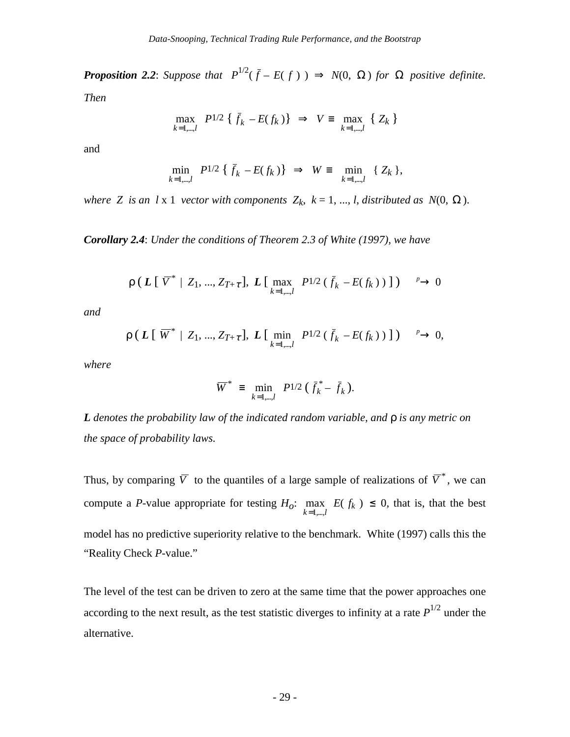***Proposition 2.2***: *Suppose that* $P^{1/2}(\bar{f} - E(f)) \Rightarrow N(0, \Omega)$ *for* $\Omega$ *positive definite. Then*

$$\max_{k=1,\dots,l} P^{1/2}\{\bar{f}_k - E(f_k)\} \Rightarrow V \equiv \max_{k=1,\dots,l} \{Z_k\}$$

and

$$\min_{k=1,\dots,l} P^{1/2}\{\bar{f}_k - E(f_k)\} \Rightarrow W \equiv \min_{k=1,\dots,l} \{Z_k\},$$

*where* $Z$ *is an* $l \times 1$ *vector with components* $Z_k$, $k = 1, \dots, l$, *distributed as* $N(0, \Omega)$.

***Corollary 2.4***: *Under the conditions of Theorem 2.3 of White (1997), we have*

$$\rho\,(\,\boldsymbol{L}\,[\,\overline{V}^* \mid Z_1, \dots, Z_{T+\tau}],\ \boldsymbol{L}\,[\max_{k=1,\dots,l} P^{1/2}(\bar{f}_k - E(f_k))\,]\,) \xrightarrow{p} 0$$

*and*

$$\rho\,(\,\boldsymbol{L}\,[\,\overline{W}^* \mid Z_1, \dots, Z_{T+\tau}],\ \boldsymbol{L}\,[\min_{k=1,\dots,l} P^{1/2}(\bar{f}_k - E(f_k))\,]\,) \xrightarrow{p} 0,$$

*where*

$$\overline{W}^* \equiv \min_{k=1,\dots,l} P^{1/2}(\bar{f}_k^* - \bar{f}_k).$$

***L*** *denotes the probability law of the indicated random variable, and* $\rho$ *is any metric on the space of probability laws.*

Thus, by comparing $\overline{V}$ to the quantiles of a large sample of realizations of $\overline{V}^*$, we can compute a *P*-value appropriate for testing $H_o$: $\max_{k=1,\dots,l} E(f_k) \leq 0$, that is, that the best model has no predictive superiority relative to the benchmark. White (1997) calls this the "Reality Check *P*-value."

The level of the test can be driven to zero at the same time that the power approaches one according to the next result, as the test statistic diverges to infinity at a rate $P^{1/2}$ under the alternative.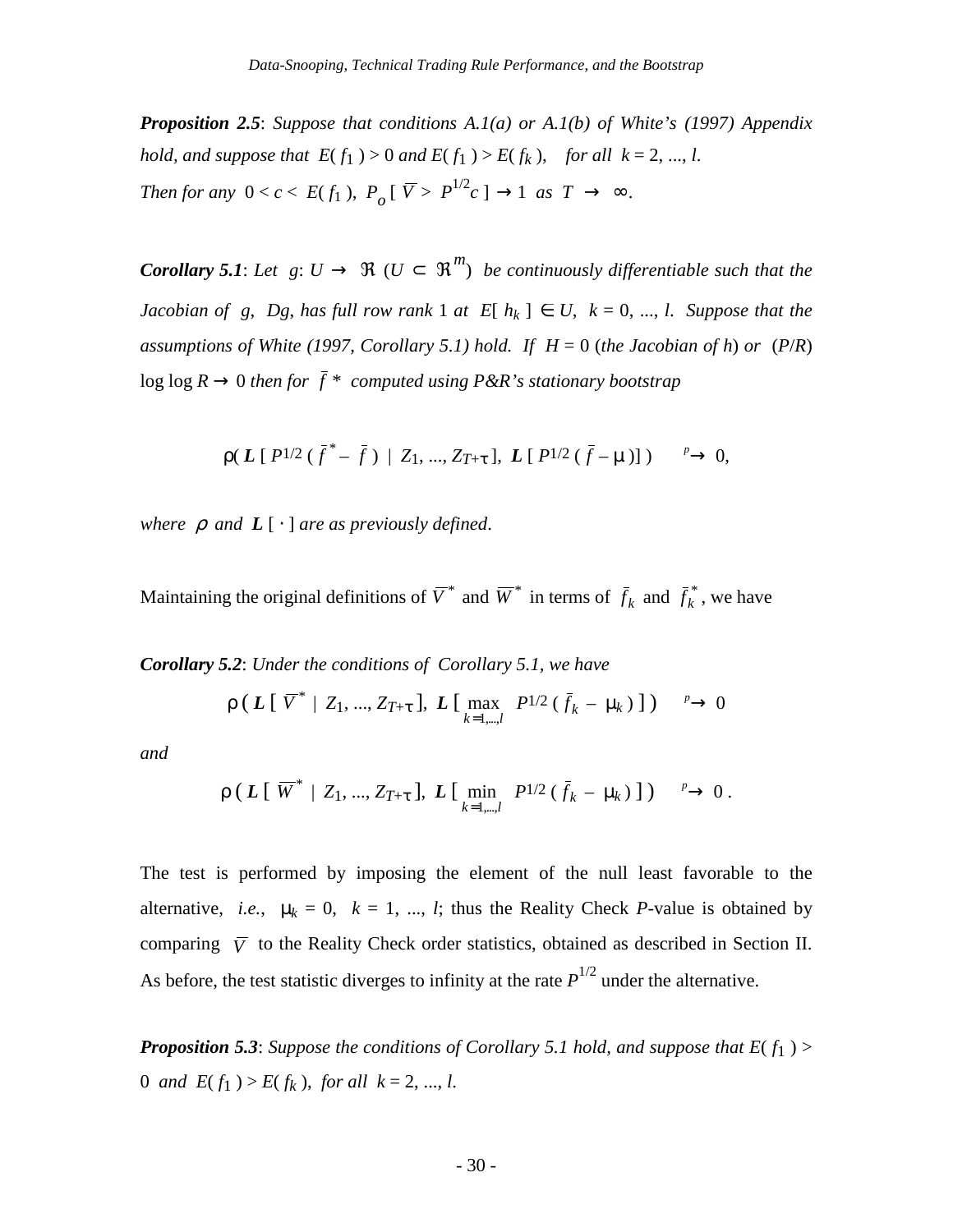***Proposition 2.5***: *Suppose that conditions A.1(a) or A.1(b) of White's (1997) Appendix hold, and suppose that* $E(f_1) > 0$ *and* $E(f_1) > E(f_k)$, *for all* $k = 2, ..., l$. *Then for any* $0 < c < E(f_1)$, $P_o[\bar{V} > P^{1/2}c] \to 1$ *as* $T \to \infty$.

***Corollary 5.1***: *Let* $g: U \to \Re$ $(U \subset \Re^m)$ *be continuously differentiable such that the Jacobian of* $g$, $Dg$, *has full row rank* 1 *at* $E[h_k] \in U$, $k = 0, ..., l$. *Suppose that the assumptions of White (1997, Corollary 5.1) hold. If* $H = 0$ (*the Jacobian of* $h$) *or* $(P/R)$ $\log \log R \to 0$ *then for* $\bar{f}^*$ *computed using P&R's stationary bootstrap*

$$\rho(\boldsymbol{L}[P^{1/2}(\bar{f}^* - \bar{f}) \mid Z_1, ..., Z_{T+\tau}],\ \boldsymbol{L}[P^{1/2}(\bar{f} - \mu)]) \xrightarrow{p} 0,$$

*where* $\rho$ *and* $\boldsymbol{L}[\cdot]$ *are as previously defined*.

Maintaining the original definitions of $\bar{V}^*$ and $\bar{W}^*$ in terms of $\bar{f}_k$ and $\bar{f}_k^*$, we have

***Corollary 5.2***: *Under the conditions of Corollary 5.1, we have*

$$\rho(\boldsymbol{L}[\bar{V}^* \mid Z_1, ..., Z_{T+\tau}],\ \boldsymbol{L}[\max_{k=1,...,l} P^{1/2}(\bar{f}_k - \mu_k)]) \xrightarrow{p} 0$$

*and*

$$\rho(\boldsymbol{L}[\bar{W}^* \mid Z_1, ..., Z_{T+\tau}],\ \boldsymbol{L}[\min_{k=1,...,l} P^{1/2}(\bar{f}_k - \mu_k)]) \xrightarrow{p} 0\,.$$

The test is performed by imposing the element of the null least favorable to the alternative, *i.e.*, $\mu_k = 0$, $k = 1, ..., l$; thus the Reality Check *P*-value is obtained by comparing $\bar{V}$ to the Reality Check order statistics, obtained as described in Section II. As before, the test statistic diverges to infinity at the rate $P^{1/2}$ under the alternative.

***Proposition 5.3***: *Suppose the conditions of Corollary 5.1 hold, and suppose that* $E(f_1) > 0$ *and* $E(f_1) > E(f_k)$, *for all* $k = 2, ..., l$.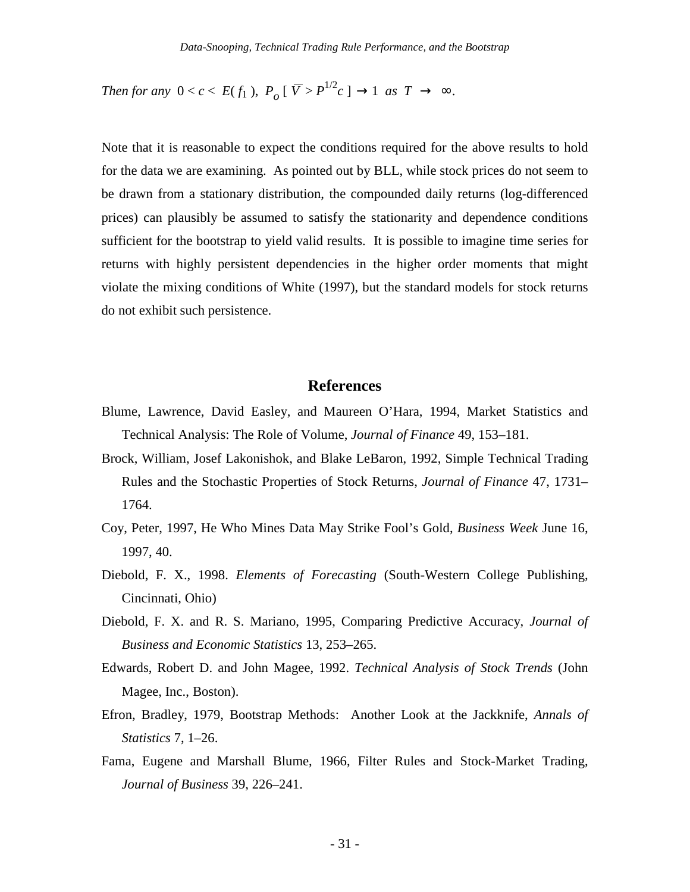*Then for any* $0 < c < E(f_1)$, $P_o[\,\overline{V} > P^{1/2}c\,] \rightarrow 1$ *as* $T \rightarrow \infty$.

Note that it is reasonable to expect the conditions required for the above results to hold for the data we are examining. As pointed out by BLL, while stock prices do not seem to be drawn from a stationary distribution, the compounded daily returns (log-differenced prices) can plausibly be assumed to satisfy the stationarity and dependence conditions sufficient for the bootstrap to yield valid results. It is possible to imagine time series for returns with highly persistent dependencies in the higher order moments that might violate the mixing conditions of White (1997), but the standard models for stock returns do not exhibit such persistence.

## References

Blume, Lawrence, David Easley, and Maureen O'Hara, 1994, Market Statistics and Technical Analysis: The Role of Volume, *Journal of Finance* 49, 153–181.

Brock, William, Josef Lakonishok, and Blake LeBaron, 1992, Simple Technical Trading Rules and the Stochastic Properties of Stock Returns, *Journal of Finance* 47, 1731–1764.

Coy, Peter, 1997, He Who Mines Data May Strike Fool's Gold, *Business Week* June 16, 1997, 40.

Diebold, F. X., 1998. *Elements of Forecasting* (South-Western College Publishing, Cincinnati, Ohio)

Diebold, F. X. and R. S. Mariano, 1995, Comparing Predictive Accuracy, *Journal of Business and Economic Statistics* 13, 253–265.

Edwards, Robert D. and John Magee, 1992. *Technical Analysis of Stock Trends* (John Magee, Inc., Boston).

Efron, Bradley, 1979, Bootstrap Methods: Another Look at the Jackknife, *Annals of Statistics* 7, 1–26.

Fama, Eugene and Marshall Blume, 1966, Filter Rules and Stock-Market Trading, *Journal of Business* 39, 226–241.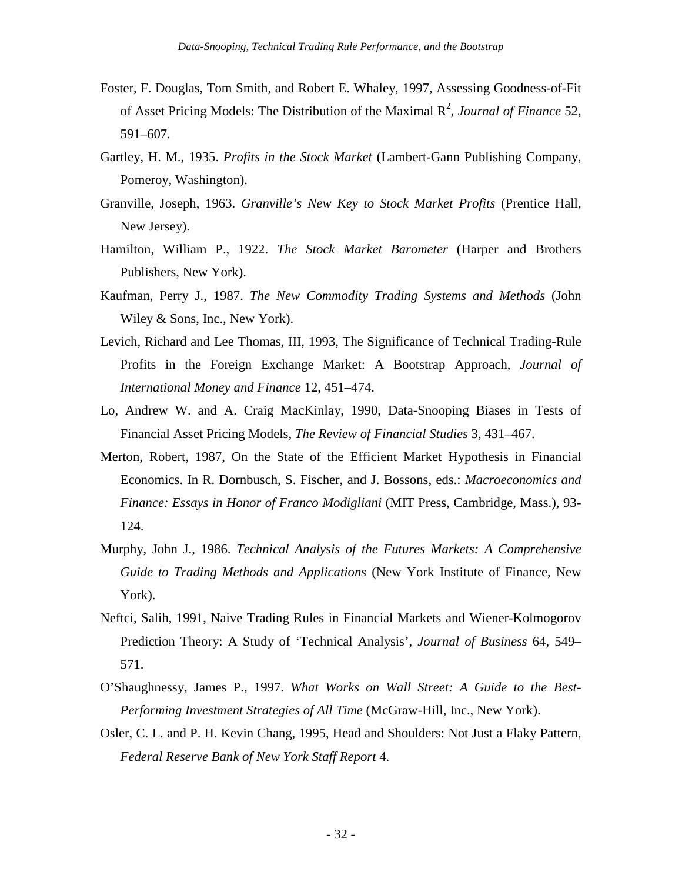Foster, F. Douglas, Tom Smith, and Robert E. Whaley, 1997, Assessing Goodness-of-Fit of Asset Pricing Models: The Distribution of the Maximal $R^2$, *Journal of Finance* 52, 591–607.

Gartley, H. M., 1935. *Profits in the Stock Market* (Lambert-Gann Publishing Company, Pomeroy, Washington).

Granville, Joseph, 1963. *Granville's New Key to Stock Market Profits* (Prentice Hall, New Jersey).

Hamilton, William P., 1922. *The Stock Market Barometer* (Harper and Brothers Publishers, New York).

Kaufman, Perry J., 1987. *The New Commodity Trading Systems and Methods* (John Wiley & Sons, Inc., New York).

Levich, Richard and Lee Thomas, III, 1993, The Significance of Technical Trading-Rule Profits in the Foreign Exchange Market: A Bootstrap Approach, *Journal of International Money and Finance* 12, 451–474.

Lo, Andrew W. and A. Craig MacKinlay, 1990, Data-Snooping Biases in Tests of Financial Asset Pricing Models, *The Review of Financial Studies* 3, 431–467.

Merton, Robert, 1987, On the State of the Efficient Market Hypothesis in Financial Economics. In R. Dornbusch, S. Fischer, and J. Bossons, eds.: *Macroeconomics and Finance: Essays in Honor of Franco Modigliani* (MIT Press, Cambridge, Mass.), 93-124.

Murphy, John J., 1986. *Technical Analysis of the Futures Markets: A Comprehensive Guide to Trading Methods and Applications* (New York Institute of Finance, New York).

Neftci, Salih, 1991, Naive Trading Rules in Financial Markets and Wiener-Kolmogorov Prediction Theory: A Study of 'Technical Analysis', *Journal of Business* 64, 549–571.

O'Shaughnessy, James P., 1997. *What Works on Wall Street: A Guide to the Best-Performing Investment Strategies of All Time* (McGraw-Hill, Inc., New York).

Osler, C. L. and P. H. Kevin Chang, 1995, Head and Shoulders: Not Just a Flaky Pattern, *Federal Reserve Bank of New York Staff Report* 4.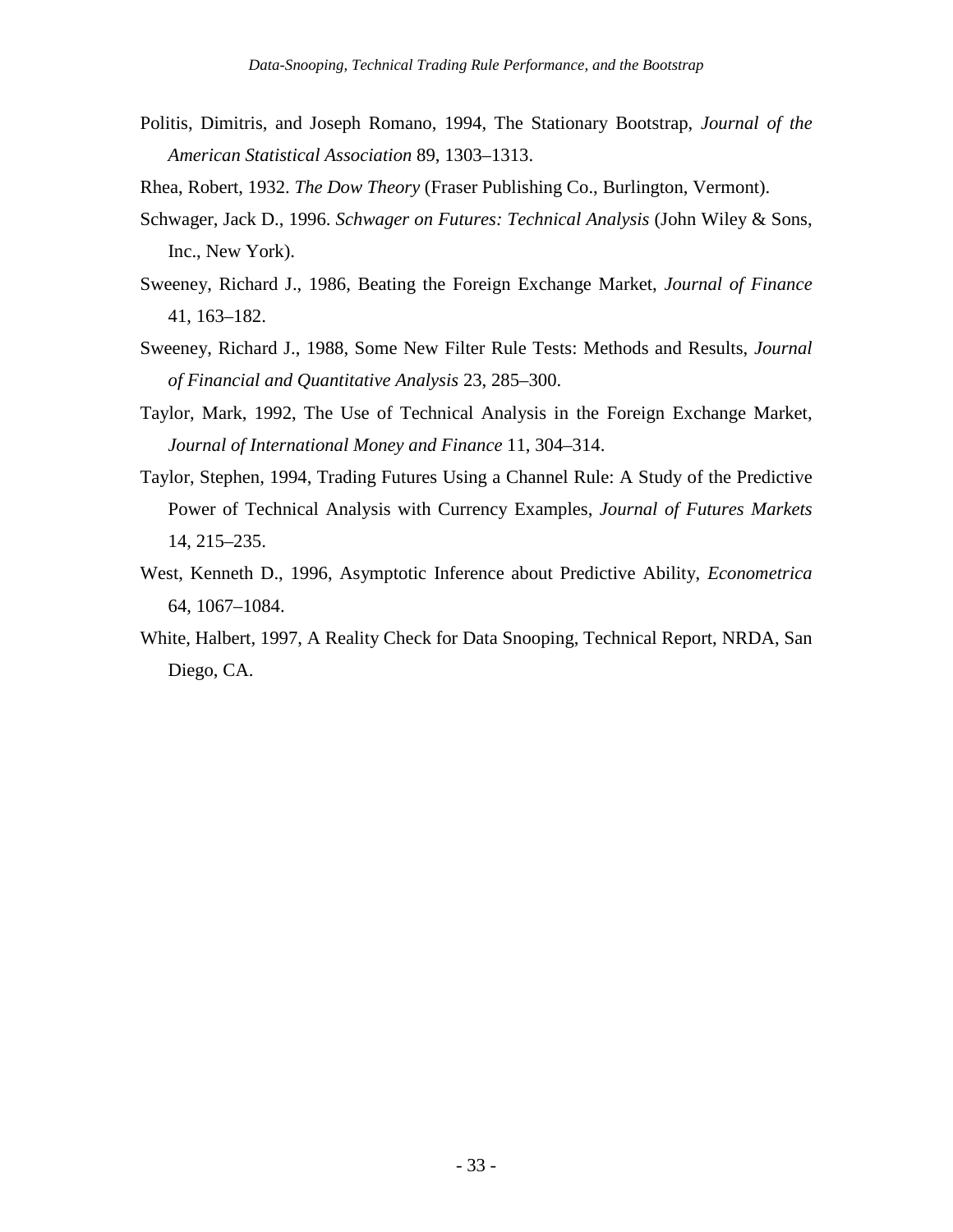Politis, Dimitris, and Joseph Romano, 1994, The Stationary Bootstrap, *Journal of the American Statistical Association* 89, 1303–1313.

Rhea, Robert, 1932. *The Dow Theory* (Fraser Publishing Co., Burlington, Vermont).

Schwager, Jack D., 1996. *Schwager on Futures: Technical Analysis* (John Wiley & Sons, Inc., New York).

Sweeney, Richard J., 1986, Beating the Foreign Exchange Market, *Journal of Finance* 41, 163–182.

Sweeney, Richard J., 1988, Some New Filter Rule Tests: Methods and Results, *Journal of Financial and Quantitative Analysis* 23, 285–300.

Taylor, Mark, 1992, The Use of Technical Analysis in the Foreign Exchange Market, *Journal of International Money and Finance* 11, 304–314.

Taylor, Stephen, 1994, Trading Futures Using a Channel Rule: A Study of the Predictive Power of Technical Analysis with Currency Examples, *Journal of Futures Markets* 14, 215–235.

West, Kenneth D., 1996, Asymptotic Inference about Predictive Ability, *Econometrica* 64, 1067–1084.

White, Halbert, 1997, A Reality Check for Data Snooping, Technical Report, NRDA, San Diego, CA.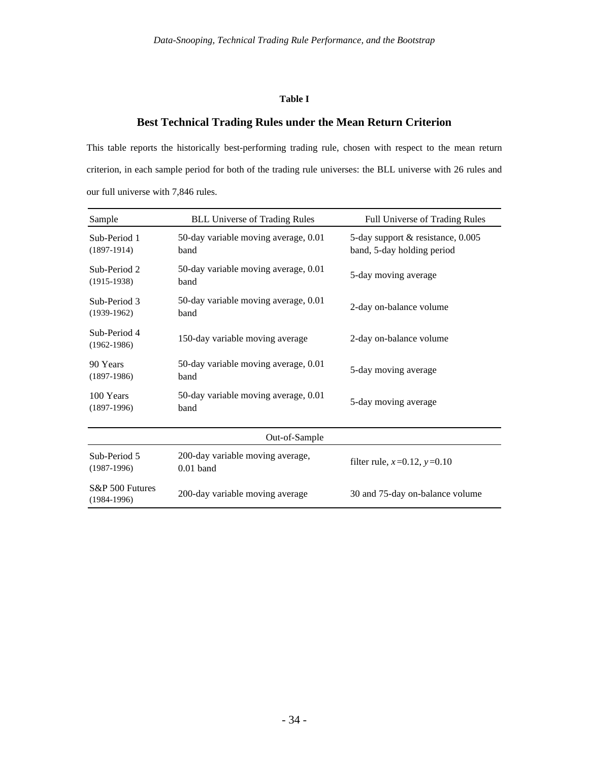**Table I**

## Best Technical Trading Rules under the Mean Return Criterion

This table reports the historically best-performing trading rule, chosen with respect to the mean return criterion, in each sample period for both of the trading rule universes: the BLL universe with 26 rules and our full universe with 7,846 rules.

| Sample | BLL Universe of Trading Rules | Full Universe of Trading Rules |
|---|---|---|
| Sub-Period 1 (1897-1914) | 50-day variable moving average, 0.01 band | 5-day support & resistance, 0.005 band, 5-day holding period |
| Sub-Period 2 (1915-1938) | 50-day variable moving average, 0.01 band | 5-day moving average |
| Sub-Period 3 (1939-1962) | 50-day variable moving average, 0.01 band | 2-day on-balance volume |
| Sub-Period 4 (1962-1986) | 150-day variable moving average | 2-day on-balance volume |
| 90 Years (1897-1986) | 50-day variable moving average, 0.01 band | 5-day moving average |
| 100 Years (1897-1996) | 50-day variable moving average, 0.01 band | 5-day moving average |
| | Out-of-Sample | |
| Sub-Period 5 (1987-1996) | 200-day variable moving average, 0.01 band | filter rule, $x$=0.12, $y$=0.10 |
| S&P 500 Futures (1984-1996) | 200-day variable moving average | 30 and 75-day on-balance volume |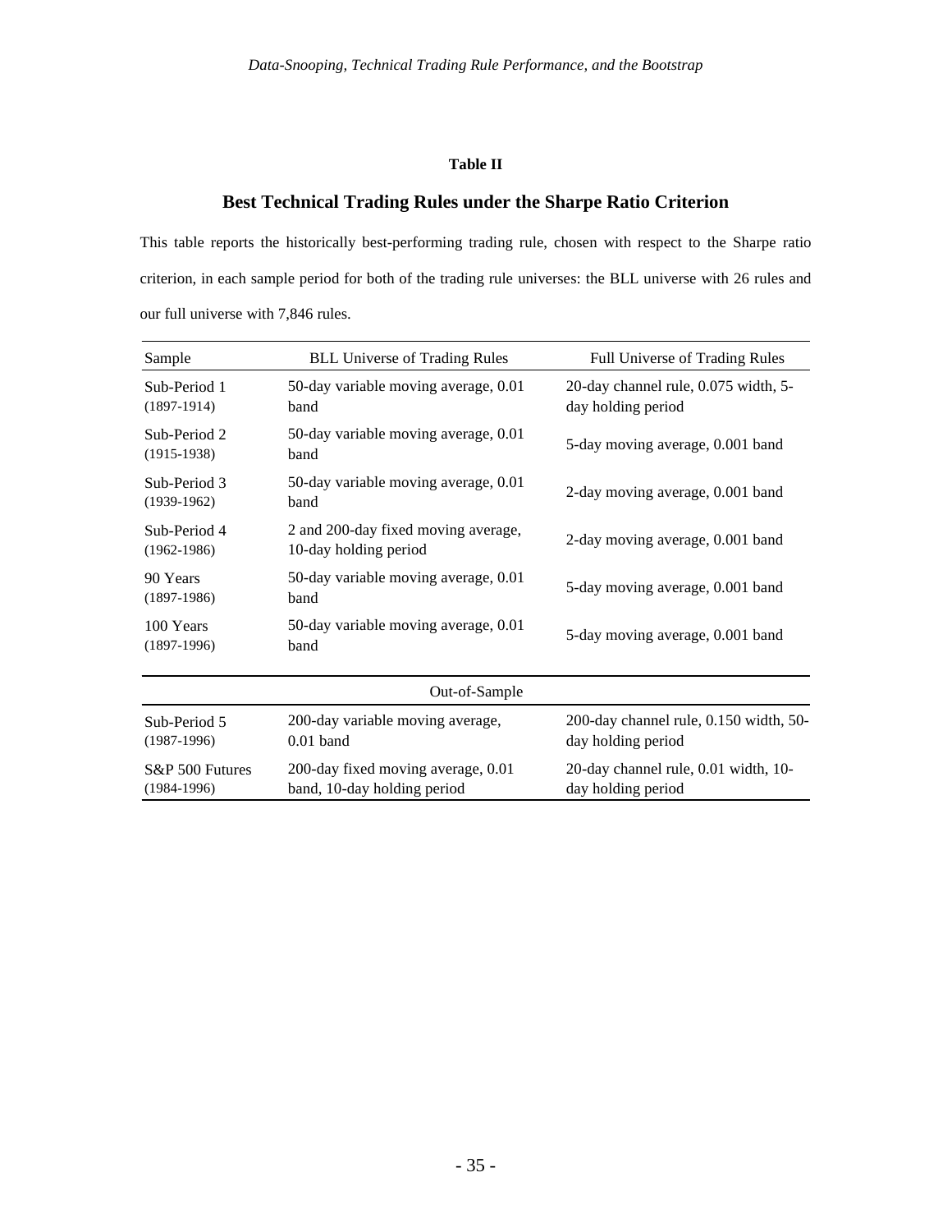**Table II**

## Best Technical Trading Rules under the Sharpe Ratio Criterion

This table reports the historically best-performing trading rule, chosen with respect to the Sharpe ratio criterion, in each sample period for both of the trading rule universes: the BLL universe with 26 rules and our full universe with 7,846 rules.

| Sample | BLL Universe of Trading Rules | Full Universe of Trading Rules |
|---|---|---|
| Sub-Period 1 (1897-1914) | 50-day variable moving average, 0.01 band | 20-day channel rule, 0.075 width, 5-day holding period |
| Sub-Period 2 (1915-1938) | 50-day variable moving average, 0.01 band | 5-day moving average, 0.001 band |
| Sub-Period 3 (1939-1962) | 50-day variable moving average, 0.01 band | 2-day moving average, 0.001 band |
| Sub-Period 4 (1962-1986) | 2 and 200-day fixed moving average, 10-day holding period | 2-day moving average, 0.001 band |
| 90 Years (1897-1986) | 50-day variable moving average, 0.01 band | 5-day moving average, 0.001 band |
| 100 Years (1897-1996) | 50-day variable moving average, 0.01 band | 5-day moving average, 0.001 band |
| | Out-of-Sample | |
| Sub-Period 5 (1987-1996) | 200-day variable moving average, 0.01 band | 200-day channel rule, 0.150 width, 50-day holding period |
| S&P 500 Futures (1984-1996) | 200-day fixed moving average, 0.01 band, 10-day holding period | 20-day channel rule, 0.01 width, 10-day holding period |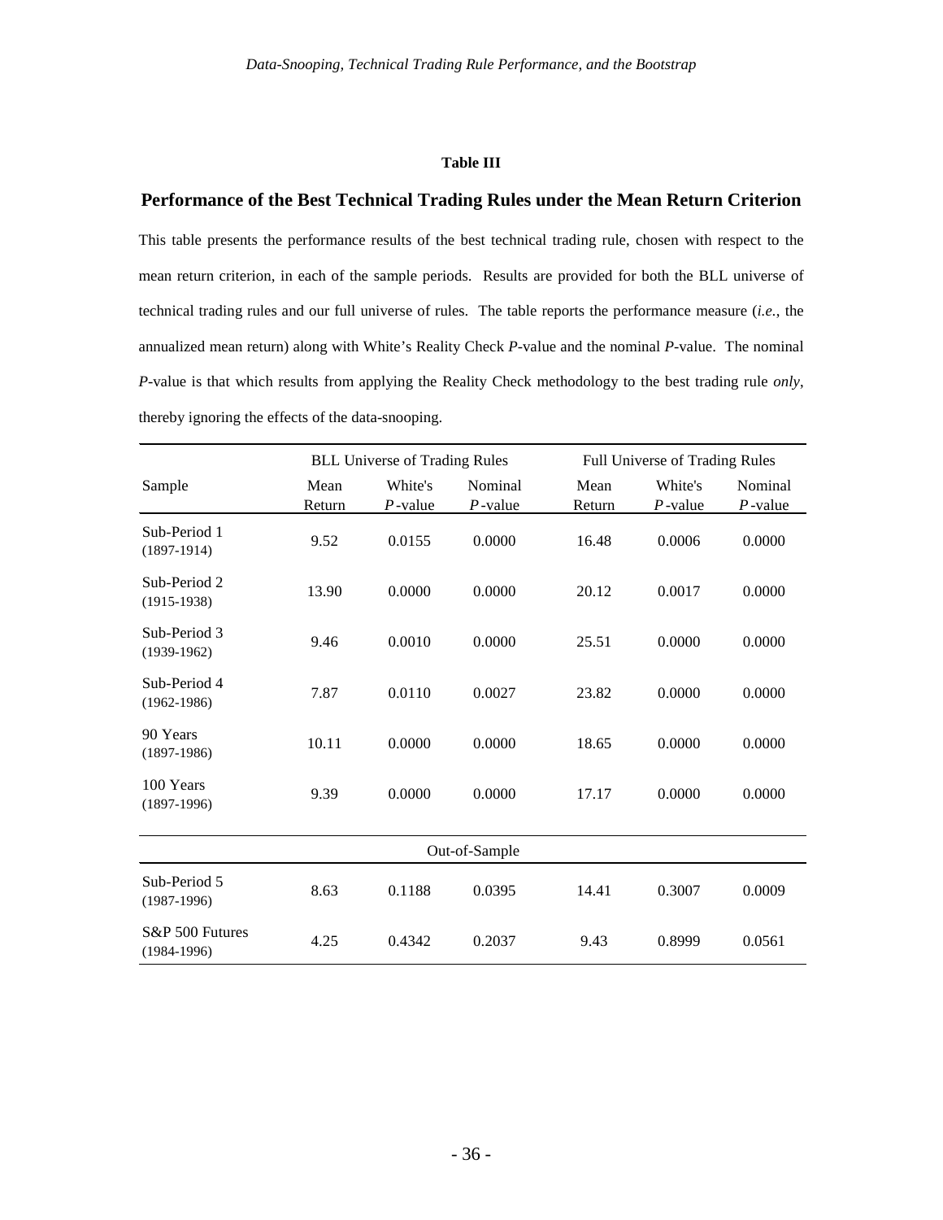**Table III**

## Performance of the Best Technical Trading Rules under the Mean Return Criterion

This table presents the performance results of the best technical trading rule, chosen with respect to the mean return criterion, in each of the sample periods. Results are provided for both the BLL universe of technical trading rules and our full universe of rules. The table reports the performance measure (*i.e.*, the annualized mean return) along with White's Reality Check *P*-value and the nominal *P*-value. The nominal *P*-value is that which results from applying the Reality Check methodology to the best trading rule *only*, thereby ignoring the effects of the data-snooping.

| | BLL Universe of Trading Rules | | | Full Universe of Trading Rules | | |
|---|---|---|---|---|---|---|
| Sample | Mean Return | White's *P*-value | Nominal *P*-value | Mean Return | White's *P*-value | Nominal *P*-value |
| Sub-Period 1 (1897-1914) | 9.52 | 0.0155 | 0.0000 | 16.48 | 0.0006 | 0.0000 |
| Sub-Period 2 (1915-1938) | 13.90 | 0.0000 | 0.0000 | 20.12 | 0.0017 | 0.0000 |
| Sub-Period 3 (1939-1962) | 9.46 | 0.0010 | 0.0000 | 25.51 | 0.0000 | 0.0000 |
| Sub-Period 4 (1962-1986) | 7.87 | 0.0110 | 0.0027 | 23.82 | 0.0000 | 0.0000 |
| 90 Years (1897-1986) | 10.11 | 0.0000 | 0.0000 | 18.65 | 0.0000 | 0.0000 |
| 100 Years (1897-1996) | 9.39 | 0.0000 | 0.0000 | 17.17 | 0.0000 | 0.0000 |
| | | | Out-of-Sample | | | |
| Sub-Period 5 (1987-1996) | 8.63 | 0.1188 | 0.0395 | 14.41 | 0.3007 | 0.0009 |
| S&P 500 Futures (1984-1996) | 4.25 | 0.4342 | 0.2037 | 9.43 | 0.8999 | 0.0561 |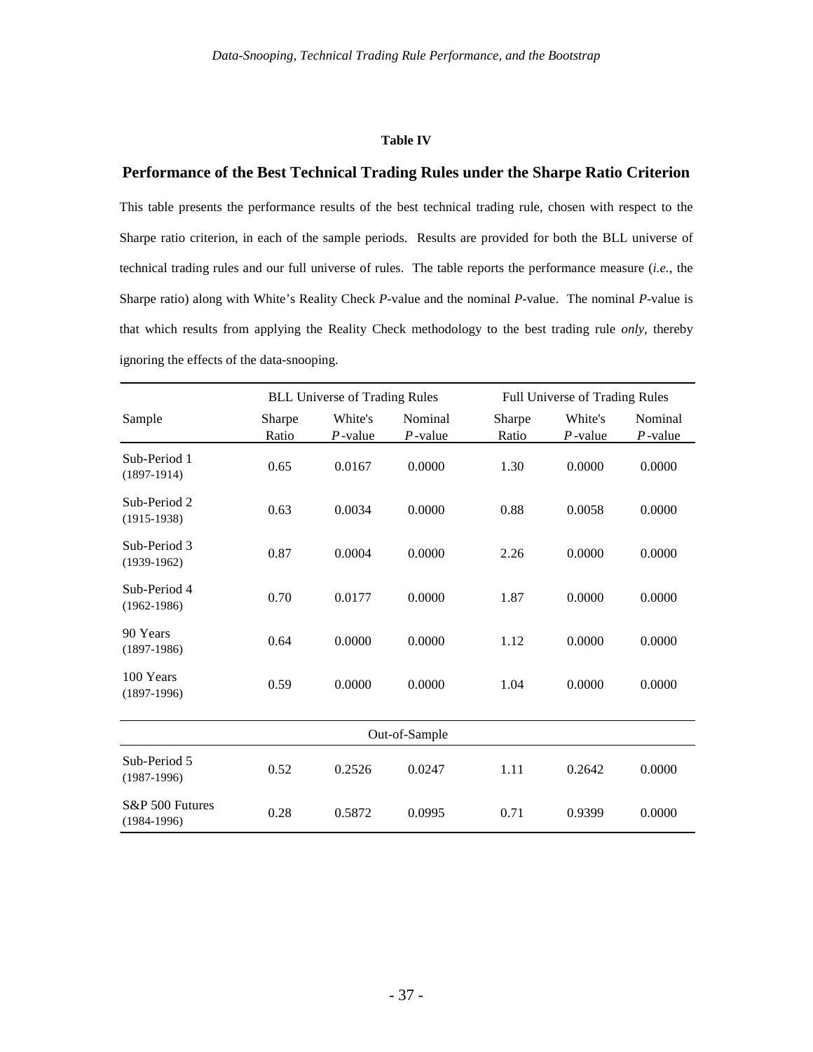**Table IV**

## Performance of the Best Technical Trading Rules under the Sharpe Ratio Criterion

This table presents the performance results of the best technical trading rule, chosen with respect to the Sharpe ratio criterion, in each of the sample periods. Results are provided for both the BLL universe of technical trading rules and our full universe of rules. The table reports the performance measure (*i.e.*, the Sharpe ratio) along with White's Reality Check *P*-value and the nominal *P*-value. The nominal *P*-value is that which results from applying the Reality Check methodology to the best trading rule *only*, thereby ignoring the effects of the data-snooping.

| | BLL Universe of Trading Rules | | | Full Universe of Trading Rules | | |
|---|---|---|---|---|---|---|
| Sample | Sharpe Ratio | White's *P*-value | Nominal *P*-value | Sharpe Ratio | White's *P*-value | Nominal *P*-value |
| Sub-Period 1 (1897-1914) | 0.65 | 0.0167 | 0.0000 | 1.30 | 0.0000 | 0.0000 |
| Sub-Period 2 (1915-1938) | 0.63 | 0.0034 | 0.0000 | 0.88 | 0.0058 | 0.0000 |
| Sub-Period 3 (1939-1962) | 0.87 | 0.0004 | 0.0000 | 2.26 | 0.0000 | 0.0000 |
| Sub-Period 4 (1962-1986) | 0.70 | 0.0177 | 0.0000 | 1.87 | 0.0000 | 0.0000 |
| 90 Years (1897-1986) | 0.64 | 0.0000 | 0.0000 | 1.12 | 0.0000 | 0.0000 |
| 100 Years (1897-1996) | 0.59 | 0.0000 | 0.0000 | 1.04 | 0.0000 | 0.0000 |
| Out-of-Sample | | | | | | |
| Sub-Period 5 (1987-1996) | 0.52 | 0.2526 | 0.0247 | 1.11 | 0.2642 | 0.0000 |
| S&P 500 Futures (1984-1996) | 0.28 | 0.5872 | 0.0995 | 0.71 | 0.9399 | 0.0000 |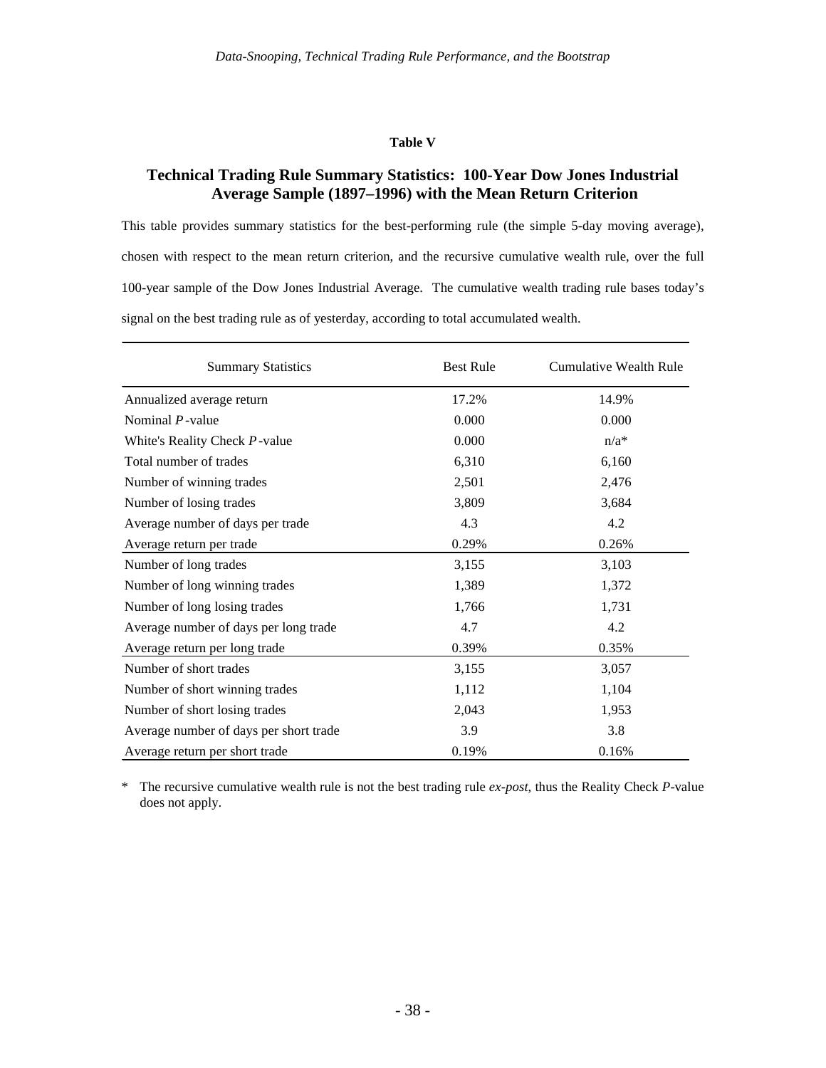**Table V**

## Technical Trading Rule Summary Statistics: 100-Year Dow Jones Industrial Average Sample (1897–1996) with the Mean Return Criterion

This table provides summary statistics for the best-performing rule (the simple 5-day moving average), chosen with respect to the mean return criterion, and the recursive cumulative wealth rule, over the full 100-year sample of the Dow Jones Industrial Average. The cumulative wealth trading rule bases today's signal on the best trading rule as of yesterday, according to total accumulated wealth.

| Summary Statistics | Best Rule | Cumulative Wealth Rule |
|---|---|---|
| Annualized average return | 17.2% | 14.9% |
| Nominal *P*-value | 0.000 | 0.000 |
| White's Reality Check *P*-value | 0.000 | n/a* |
| Total number of trades | 6,310 | 6,160 |
| Number of winning trades | 2,501 | 2,476 |
| Number of losing trades | 3,809 | 3,684 |
| Average number of days per trade | 4.3 | 4.2 |
| Average return per trade | 0.29% | 0.26% |
| Number of long trades | 3,155 | 3,103 |
| Number of long winning trades | 1,389 | 1,372 |
| Number of long losing trades | 1,766 | 1,731 |
| Average number of days per long trade | 4.7 | 4.2 |
| Average return per long trade | 0.39% | 0.35% |
| Number of short trades | 3,155 | 3,057 |
| Number of short winning trades | 1,112 | 1,104 |
| Number of short losing trades | 2,043 | 1,953 |
| Average number of days per short trade | 3.9 | 3.8 |
| Average return per short trade | 0.19% | 0.16% |

\* The recursive cumulative wealth rule is not the best trading rule *ex-post*, thus the Reality Check *P*-value does not apply.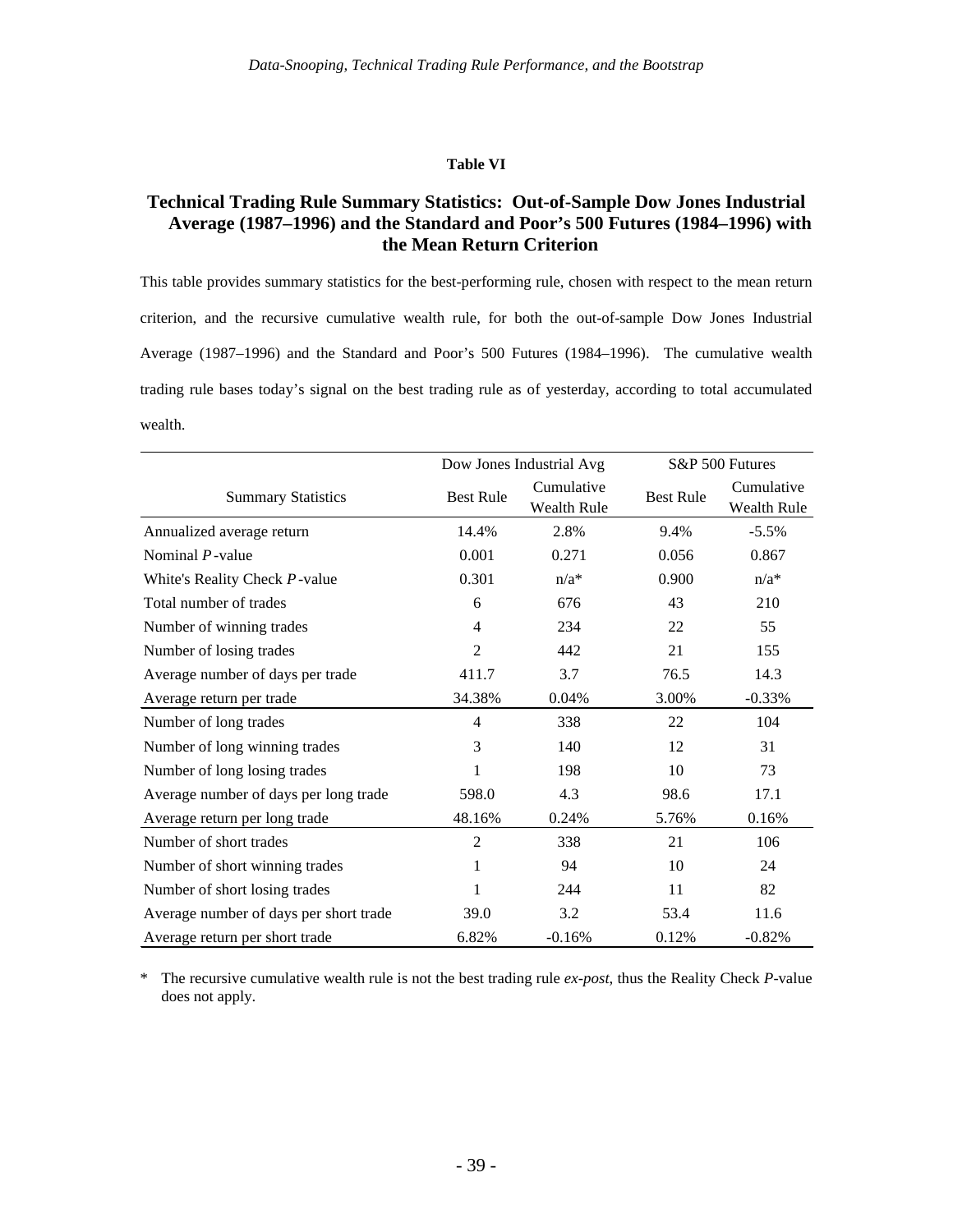**Table VI**

**Technical Trading Rule Summary Statistics: Out-of-Sample Dow Jones Industrial Average (1987–1996) and the Standard and Poor's 500 Futures (1984–1996) with the Mean Return Criterion**

This table provides summary statistics for the best-performing rule, chosen with respect to the mean return criterion, and the recursive cumulative wealth rule, for both the out-of-sample Dow Jones Industrial Average (1987–1996) and the Standard and Poor's 500 Futures (1984–1996). The cumulative wealth trading rule bases today's signal on the best trading rule as of yesterday, according to total accumulated wealth.

| | Dow Jones Industrial Avg | | S&P 500 Futures | |
|---|---|---|---|---|
| Summary Statistics | Best Rule | Cumulative Wealth Rule | Best Rule | Cumulative Wealth Rule |
| Annualized average return | 14.4% | 2.8% | 9.4% | -5.5% |
| Nominal *P*-value | 0.001 | 0.271 | 0.056 | 0.867 |
| White's Reality Check *P*-value | 0.301 | n/a* | 0.900 | n/a* |
| Total number of trades | 6 | 676 | 43 | 210 |
| Number of winning trades | 4 | 234 | 22 | 55 |
| Number of losing trades | 2 | 442 | 21 | 155 |
| Average number of days per trade | 411.7 | 3.7 | 76.5 | 14.3 |
| Average return per trade | 34.38% | 0.04% | 3.00% | -0.33% |
| Number of long trades | 4 | 338 | 22 | 104 |
| Number of long winning trades | 3 | 140 | 12 | 31 |
| Number of long losing trades | 1 | 198 | 10 | 73 |
| Average number of days per long trade | 598.0 | 4.3 | 98.6 | 17.1 |
| Average return per long trade | 48.16% | 0.24% | 5.76% | 0.16% |
| Number of short trades | 2 | 338 | 21 | 106 |
| Number of short winning trades | 1 | 94 | 10 | 24 |
| Number of short losing trades | 1 | 244 | 11 | 82 |
| Average number of days per short trade | 39.0 | 3.2 | 53.4 | 11.6 |
| Average return per short trade | 6.82% | -0.16% | 0.12% | -0.82% |

\* The recursive cumulative wealth rule is not the best trading rule *ex-post*, thus the Reality Check *P*-value does not apply.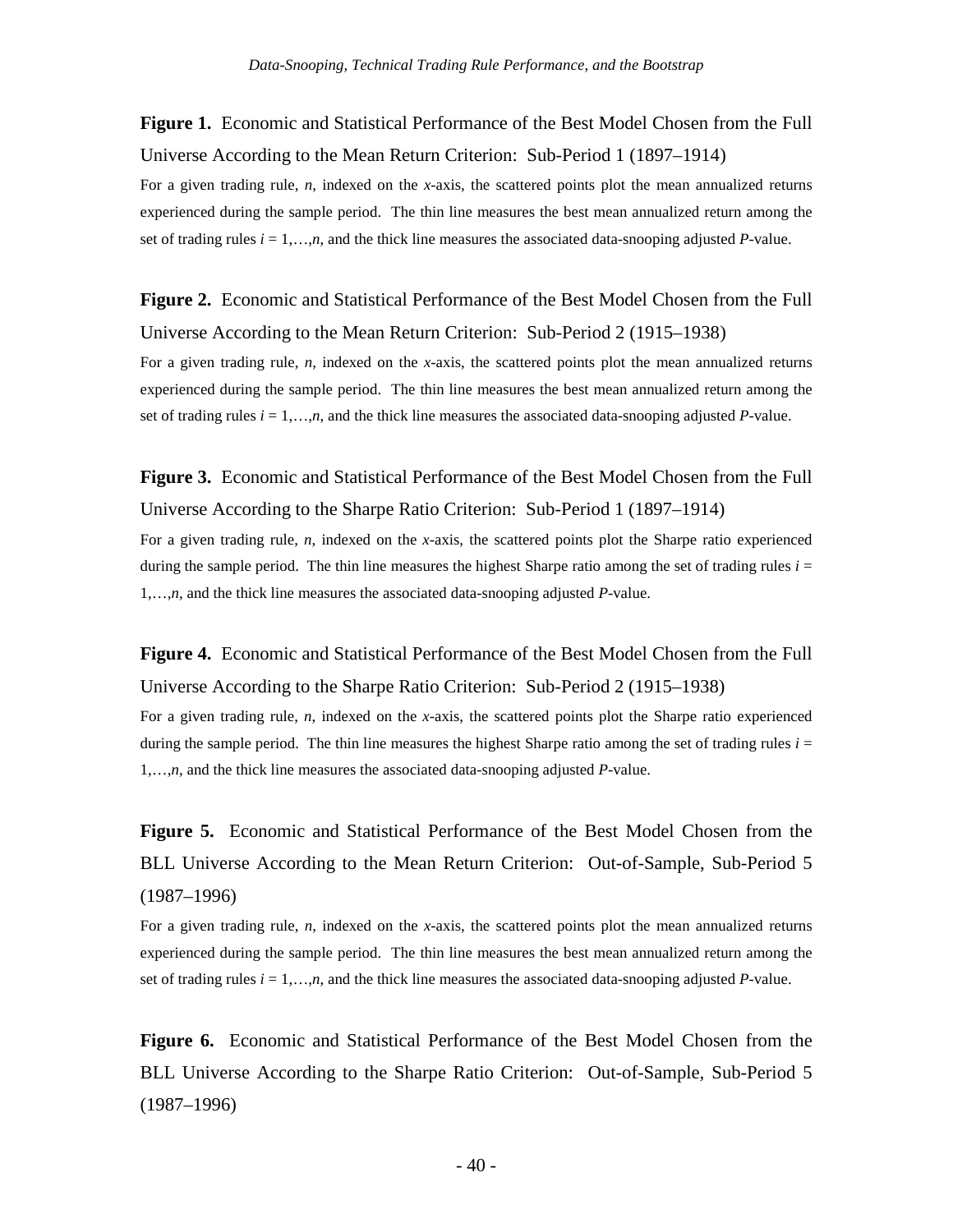**Figure 1.** Economic and Statistical Performance of the Best Model Chosen from the Full Universe According to the Mean Return Criterion: Sub-Period 1 (1897–1914)

For a given trading rule, $n$, indexed on the $x$-axis, the scattered points plot the mean annualized returns experienced during the sample period. The thin line measures the best mean annualized return among the set of trading rules $i = 1,\ldots,n$, and the thick line measures the associated data-snooping adjusted $P$-value.

**Figure 2.** Economic and Statistical Performance of the Best Model Chosen from the Full Universe According to the Mean Return Criterion: Sub-Period 2 (1915–1938)

For a given trading rule, $n$, indexed on the $x$-axis, the scattered points plot the mean annualized returns experienced during the sample period. The thin line measures the best mean annualized return among the set of trading rules $i = 1,\ldots,n$, and the thick line measures the associated data-snooping adjusted $P$-value.

**Figure 3.** Economic and Statistical Performance of the Best Model Chosen from the Full Universe According to the Sharpe Ratio Criterion: Sub-Period 1 (1897–1914)

For a given trading rule, $n$, indexed on the $x$-axis, the scattered points plot the Sharpe ratio experienced during the sample period. The thin line measures the highest Sharpe ratio among the set of trading rules $i = 1,\ldots,n$, and the thick line measures the associated data-snooping adjusted $P$-value.

**Figure 4.** Economic and Statistical Performance of the Best Model Chosen from the Full Universe According to the Sharpe Ratio Criterion: Sub-Period 2 (1915–1938)

For a given trading rule, $n$, indexed on the $x$-axis, the scattered points plot the Sharpe ratio experienced during the sample period. The thin line measures the highest Sharpe ratio among the set of trading rules $i = 1,\ldots,n$, and the thick line measures the associated data-snooping adjusted $P$-value.

**Figure 5.** Economic and Statistical Performance of the Best Model Chosen from the BLL Universe According to the Mean Return Criterion: Out-of-Sample, Sub-Period 5 (1987–1996)

For a given trading rule, $n$, indexed on the $x$-axis, the scattered points plot the mean annualized returns experienced during the sample period. The thin line measures the best mean annualized return among the set of trading rules $i = 1,\ldots,n$, and the thick line measures the associated data-snooping adjusted $P$-value.

**Figure 6.** Economic and Statistical Performance of the Best Model Chosen from the BLL Universe According to the Sharpe Ratio Criterion: Out-of-Sample, Sub-Period 5 (1987–1996)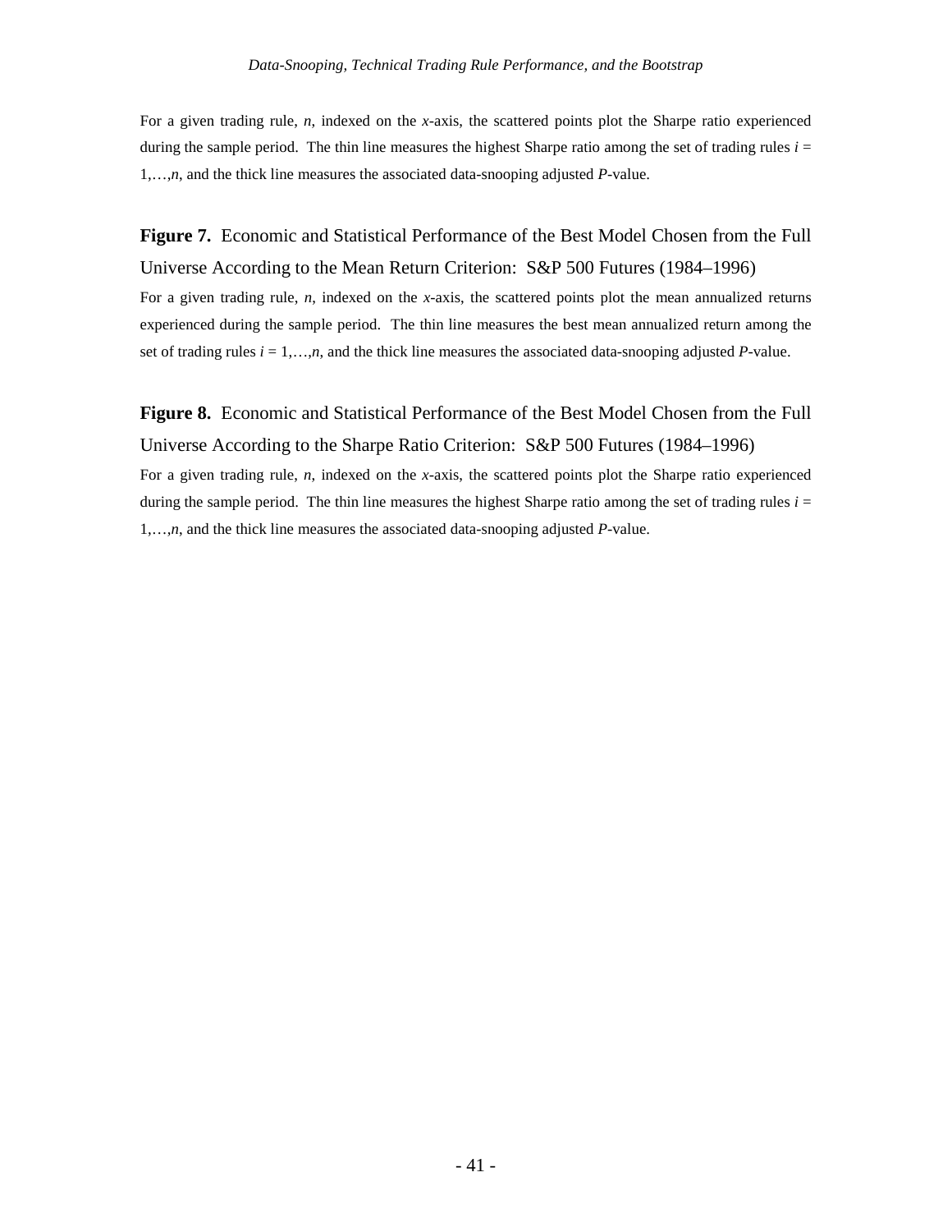For a given trading rule, $n$, indexed on the $x$-axis, the scattered points plot the Sharpe ratio experienced during the sample period. The thin line measures the highest Sharpe ratio among the set of trading rules $i = 1,\dots,n$, and the thick line measures the associated data-snooping adjusted $P$-value.

**Figure 7.** Economic and Statistical Performance of the Best Model Chosen from the Full Universe According to the Mean Return Criterion: S&P 500 Futures (1984–1996)

For a given trading rule, $n$, indexed on the $x$-axis, the scattered points plot the mean annualized returns experienced during the sample period. The thin line measures the best mean annualized return among the set of trading rules $i = 1,\dots,n$, and the thick line measures the associated data-snooping adjusted $P$-value.

**Figure 8.** Economic and Statistical Performance of the Best Model Chosen from the Full Universe According to the Sharpe Ratio Criterion: S&P 500 Futures (1984–1996)

For a given trading rule, $n$, indexed on the $x$-axis, the scattered points plot the Sharpe ratio experienced during the sample period. The thin line measures the highest Sharpe ratio among the set of trading rules $i = 1,\dots,n$, and the thick line measures the associated data-snooping adjusted $P$-value.